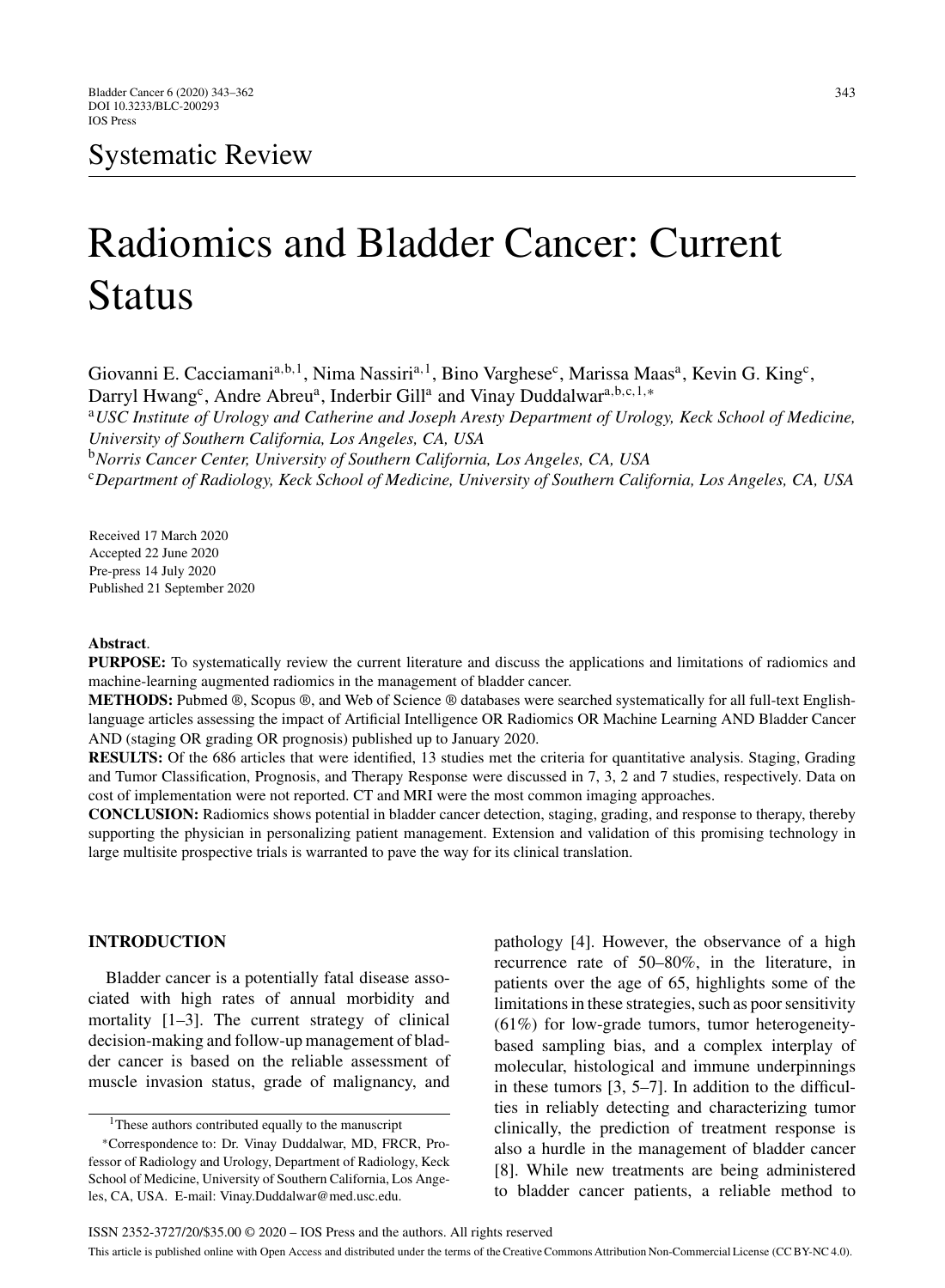Systematic Review

# Radiomics and Bladder Cancer: Current Status

Giovanni E. Cacciamani[a,b,1], Nima Nassiri[a,1], Bino Varghese[c], Marissa Maas[a], Kevin G. King[c], Darryl Hwang[c], Andre Abreu[a], Inderbir Gill[a] and Vinay Duddalwar[a,b,c,1,*]

[a] *USC Institute of Urology and Catherine and Joseph Aresty Department of Urology, Keck School of Medicine, University of Southern California, Los Angeles, CA, USA*

[b] *Norris Cancer Center, University of Southern California, Los Angeles, CA, USA*

[c] *Department of Radiology, Keck School of Medicine, University of Southern California, Los Angeles, CA, USA*

Received 17 March 2020
Accepted 22 June 2020
Pre-press 14 July 2020
Published 21 September 2020

**Abstract**.

**PURPOSE:** To systematically review the current literature and discuss the applications and limitations of radiomics and machine-learning augmented radiomics in the management of bladder cancer.

**METHODS:** Pubmed ®, Scopus ®, and Web of Science ® databases were searched systematically for all full-text English-language articles assessing the impact of Artificial Intelligence OR Radiomics OR Machine Learning AND Bladder Cancer AND (staging OR grading OR prognosis) published up to January 2020.

**RESULTS:** Of the 686 articles that were identified, 13 studies met the criteria for quantitative analysis. Staging, Grading and Tumor Classification, Prognosis, and Therapy Response were discussed in 7, 3, 2 and 7 studies, respectively. Data on cost of implementation were not reported. CT and MRI were the most common imaging approaches.

**CONCLUSION:** Radiomics shows potential in bladder cancer detection, staging, grading, and response to therapy, thereby supporting the physician in personalizing patient management. Extension and validation of this promising technology in large multisite prospective trials is warranted to pave the way for its clinical translation.

## INTRODUCTION

Bladder cancer is a potentially fatal disease associated with high rates of annual morbidity and mortality [1–3]. The current strategy of clinical decision-making and follow-up management of bladder cancer is based on the reliable assessment of muscle invasion status, grade of malignancy, and pathology [4]. However, the observance of a high recurrence rate of 50–80%, in the literature, in patients over the age of 65, highlights some of the limitations in these strategies, such as poor sensitivity (61%) for low-grade tumors, tumor heterogeneity-based sampling bias, and a complex interplay of molecular, histological and immune underpinnings in these tumors [3, 5–7]. In addition to the difficulties in reliably detecting and characterizing tumor clinically, the prediction of treatment response is also a hurdle in the management of bladder cancer [8]. While new treatments are being administered to bladder cancer patients, a reliable method to

[1] These authors contributed equally to the manuscript

[*] Correspondence to: Dr. Vinay Duddalwar, MD, FRCR, Professor of Radiology and Urology, Department of Radiology, Keck School of Medicine, University of Southern California, Los Angeles, CA, USA. E-mail: Vinay.Duddalwar@med.usc.edu.

ISSN 2352-3727/20/$35.00 © 2020 – IOS Press and the authors. All rights reserved

This article is published online with Open Access and distributed under the terms of the Creative Commons Attribution Non-Commercial License (CC BY-NC 4.0).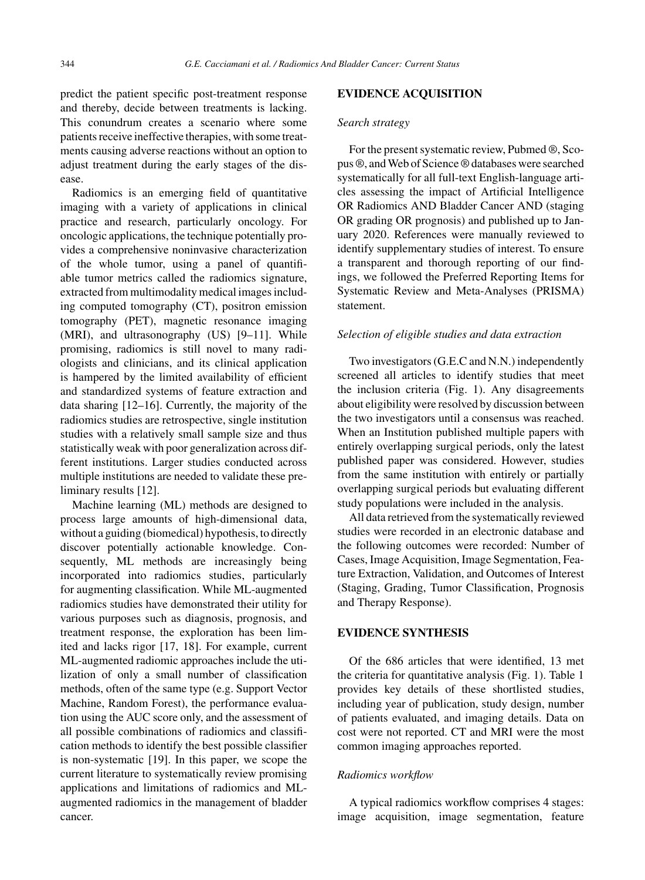predict the patient specific post-treatment response and thereby, decide between treatments is lacking. This conundrum creates a scenario where some patients receive ineffective therapies, with some treatments causing adverse reactions without an option to adjust treatment during the early stages of the disease.

Radiomics is an emerging field of quantitative imaging with a variety of applications in clinical practice and research, particularly oncology. For oncologic applications, the technique potentially provides a comprehensive noninvasive characterization of the whole tumor, using a panel of quantifiable tumor metrics called the radiomics signature, extracted from multimodality medical images including computed tomography (CT), positron emission tomography (PET), magnetic resonance imaging (MRI), and ultrasonography (US) [9–11]. While promising, radiomics is still novel to many radiologists and clinicians, and its clinical application is hampered by the limited availability of efficient and standardized systems of feature extraction and data sharing [12–16]. Currently, the majority of the radiomics studies are retrospective, single institution studies with a relatively small sample size and thus statistically weak with poor generalization across different institutions. Larger studies conducted across multiple institutions are needed to validate these preliminary results [12].

Machine learning (ML) methods are designed to process large amounts of high-dimensional data, without a guiding (biomedical) hypothesis, to directly discover potentially actionable knowledge. Consequently, ML methods are increasingly being incorporated into radiomics studies, particularly for augmenting classification. While ML-augmented radiomics studies have demonstrated their utility for various purposes such as diagnosis, prognosis, and treatment response, the exploration has been limited and lacks rigor [17, 18]. For example, current ML-augmented radiomic approaches include the utilization of only a small number of classification methods, often of the same type (e.g. Support Vector Machine, Random Forest), the performance evaluation using the AUC score only, and the assessment of all possible combinations of radiomics and classification methods to identify the best possible classifier is non-systematic [19]. In this paper, we scope the current literature to systematically review promising applications and limitations of radiomics and ML-augmented radiomics in the management of bladder cancer.

## EVIDENCE ACQUISITION

### *Search strategy*

For the present systematic review, Pubmed ®, Scopus ®, and Web of Science ® databases were searched systematically for all full-text English-language articles assessing the impact of Artificial Intelligence OR Radiomics AND Bladder Cancer AND (staging OR grading OR prognosis) and published up to January 2020. References were manually reviewed to identify supplementary studies of interest. To ensure a transparent and thorough reporting of our findings, we followed the Preferred Reporting Items for Systematic Review and Meta-Analyses (PRISMA) statement.

### *Selection of eligible studies and data extraction*

Two investigators (G.E.C and N.N.) independently screened all articles to identify studies that meet the inclusion criteria (Fig. 1). Any disagreements about eligibility were resolved by discussion between the two investigators until a consensus was reached. When an Institution published multiple papers with entirely overlapping surgical periods, only the latest published paper was considered. However, studies from the same institution with entirely or partially overlapping surgical periods but evaluating different study populations were included in the analysis.

All data retrieved from the systematically reviewed studies were recorded in an electronic database and the following outcomes were recorded: Number of Cases, Image Acquisition, Image Segmentation, Feature Extraction, Validation, and Outcomes of Interest (Staging, Grading, Tumor Classification, Prognosis and Therapy Response).

## EVIDENCE SYNTHESIS

Of the 686 articles that were identified, 13 met the criteria for quantitative analysis (Fig. 1). Table 1 provides key details of these shortlisted studies, including year of publication, study design, number of patients evaluated, and imaging details. Data on cost were not reported. CT and MRI were the most common imaging approaches reported.

### *Radiomics workflow*

A typical radiomics workflow comprises 4 stages: image acquisition, image segmentation, feature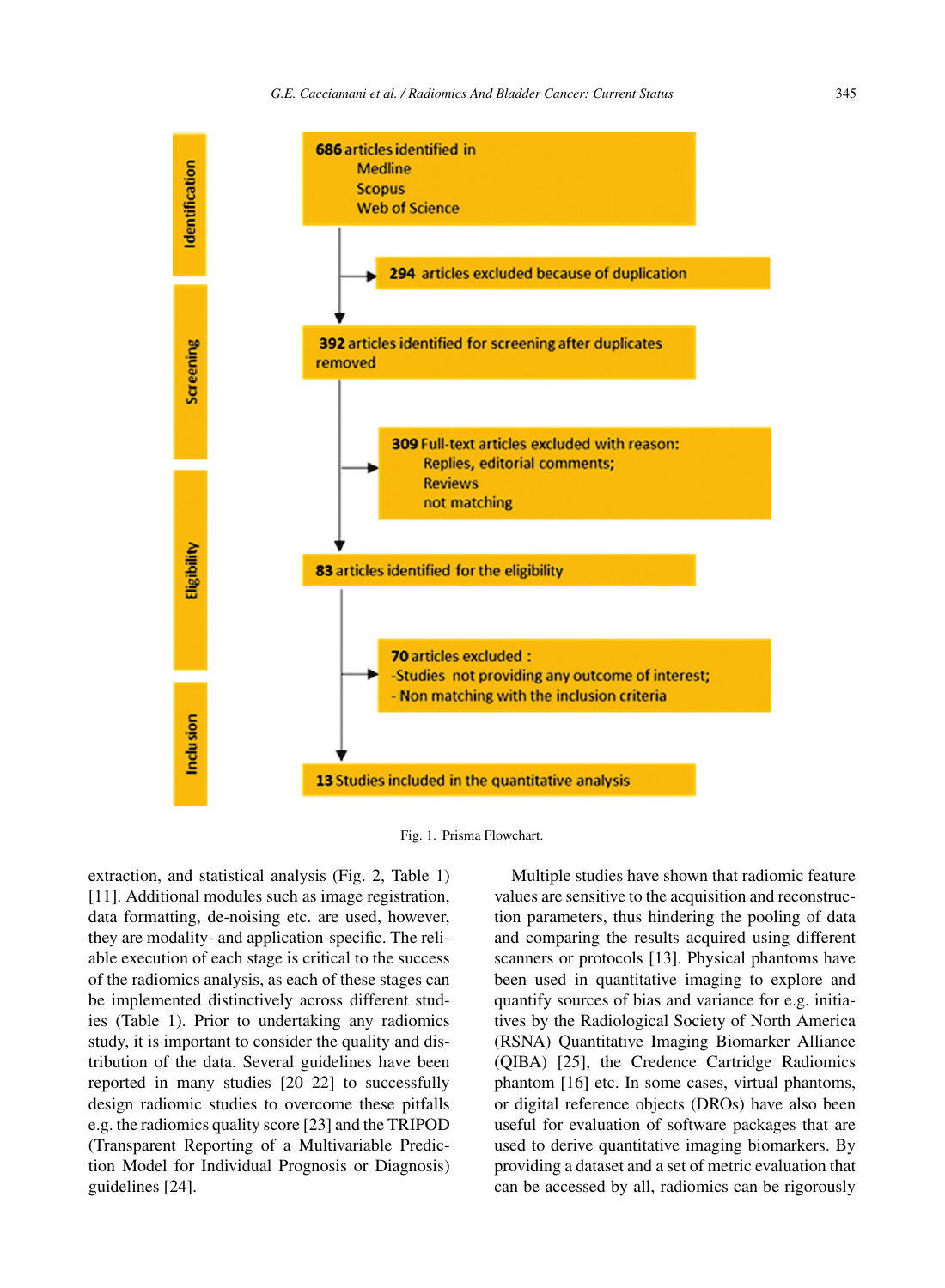**Identification**

**686** articles identified in
Medline
Scopus
Web of Science

→ **294** articles excluded because of duplication

**Screening**

**392** articles identified for screening after duplicates removed

→ **309** Full-text articles excluded with reason:
Replies, editorial comments;
Reviews
not matching

**Eligibility**

**83** articles identified for the eligibility

→ **70** articles excluded :
-Studies not providing any outcome of interest;
- Non matching with the inclusion criteria

**Inclusion**

**13** Studies included in the quantitative analysis

Fig. 1. Prisma Flowchart.

extraction, and statistical analysis (Fig. 2, Table 1) [11]. Additional modules such as image registration, data formatting, de-noising etc. are used, however, they are modality- and application-specific. The reliable execution of each stage is critical to the success of the radiomics analysis, as each of these stages can be implemented distinctively across different studies (Table 1). Prior to undertaking any radiomics study, it is important to consider the quality and distribution of the data. Several guidelines have been reported in many studies [20–22] to successfully design radiomic studies to overcome these pitfalls e.g. the radiomics quality score [23] and the TRIPOD (Transparent Reporting of a Multivariable Prediction Model for Individual Prognosis or Diagnosis) guidelines [24].

Multiple studies have shown that radiomic feature values are sensitive to the acquisition and reconstruction parameters, thus hindering the pooling of data and comparing the results acquired using different scanners or protocols [13]. Physical phantoms have been used in quantitative imaging to explore and quantify sources of bias and variance for e.g. initiatives by the Radiological Society of North America (RSNA) Quantitative Imaging Biomarker Alliance (QIBA) [25], the Credence Cartridge Radiomics phantom [16] etc. In some cases, virtual phantoms, or digital reference objects (DROs) have also been useful for evaluation of software packages that are used to derive quantitative imaging biomarkers. By providing a dataset and a set of metric evaluation that can be accessed by all, radiomics can be rigorously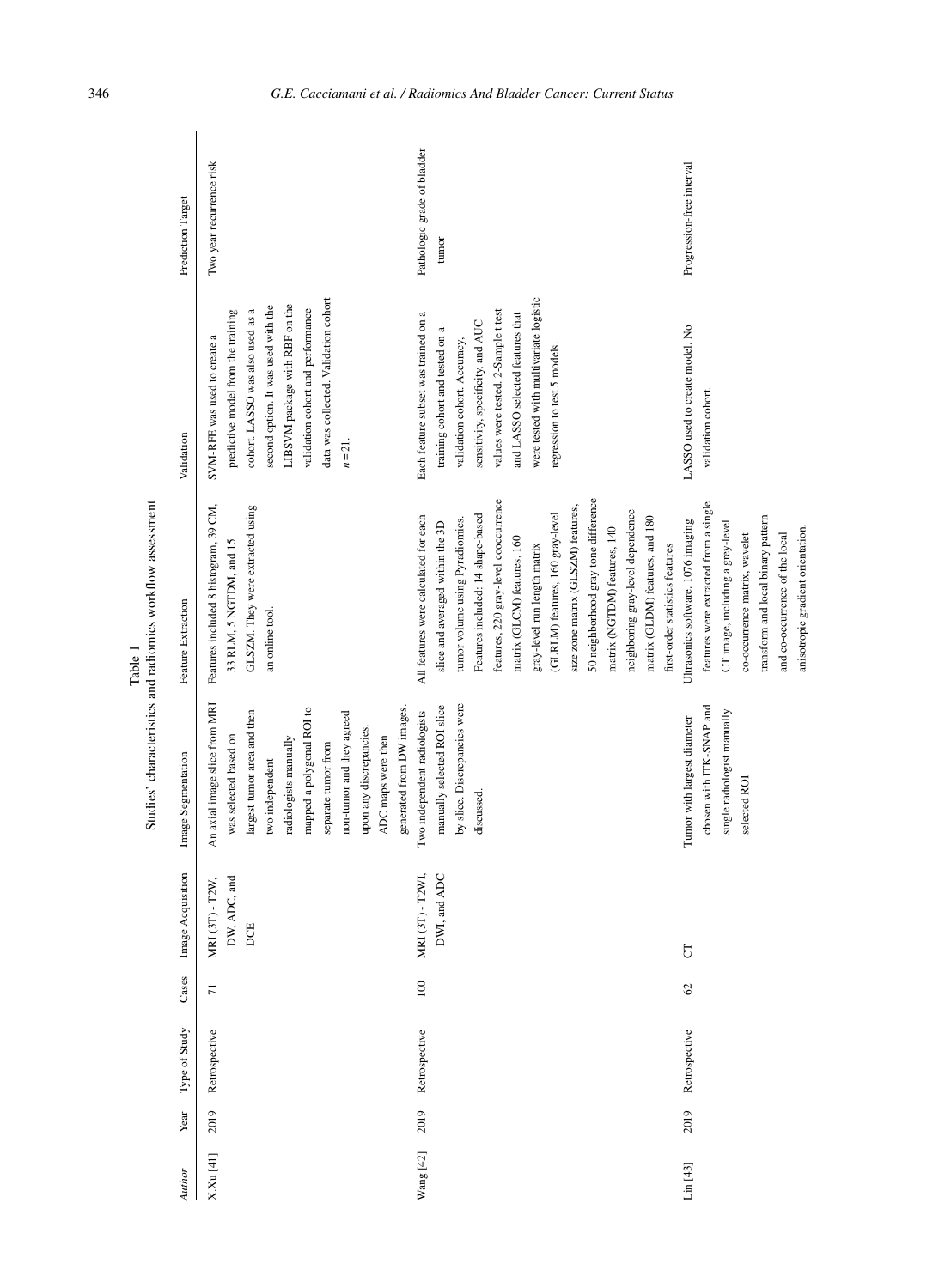Table 1
Studies' characteristics and radiomics workflow assessment

| Author | Year | Type of Study | Cases | Image Acquisition | Image Segmentation | Feature Extraction | Validation | Prediction Target |
|---|---|---|---|---|---|---|---|---|
| X.Xu [41] | 2019 | Retrospective | 71 | MRI (3T) - T2W, DW, ADC, and DCE | An axial image slice from MRI was selected based on largest tumor area and then two independent radiologists manually mapped a polygonal ROI to separate tumor from non-tumor and they agreed upon any discrepancies. ADC maps were then generated from DW images. | Features included 8 histogram, 39 CM, 33 RLM, 5 NGTDM, and 15 GLSZM. They were extracted using an online tool. | SVM-RFE was used to create a predictive model from the training cohort. LASSO was also used as a second option. It was used with the LIBSVM package with RBF on the validation cohort and performance data was collected. Validation cohort $n = 21$. | Two year recurrence risk |
| Wang [42] | 2019 | Retrospective | 100 | MRI (3T) - T2WI, DWI, and ADC | Two independent radiologists manually selected ROI slice by slice. Discrepancies were discussed. | All features were calculated for each slice and averaged within the 3D tumor volume using Pyradiomics. Features included: 14 shape-based features, 220 gray-level cooccurrence matrix (GLCM) features, 160 gray-level run length matrix (GLRLM) features, 160 gray-level size zone matrix (GLSZM) features, 50 neighborhood gray tone difference matrix (NGTDM) features, 140 neighboring gray-level dependence matrix (GLDM) features, and 180 first-order statistics features | Each feature subset was trained on a training cohort and tested on a validation cohort. Accuracy, sensitivity, specificity, and AUC values were tested. 2-Sample t test and LASSO selected features that were tested with multivariate logistic regression to test 5 models. | Pathologic grade of bladder tumor |
| Lin [43] | 2019 | Retrospective | 62 | CT | Tumor with largest diameter chosen with ITK-SNAP and single radiologist manually selected ROI | Ultrasonics software. 1076 imaging features were extracted from a single CT image, including a grey-level co-occurrence matrix, wavelet transform and local binary pattern and co-occurrence of the local anisotropic gradient orientation. | LASSO used to create model. No validation cohort. | Progression-free interval |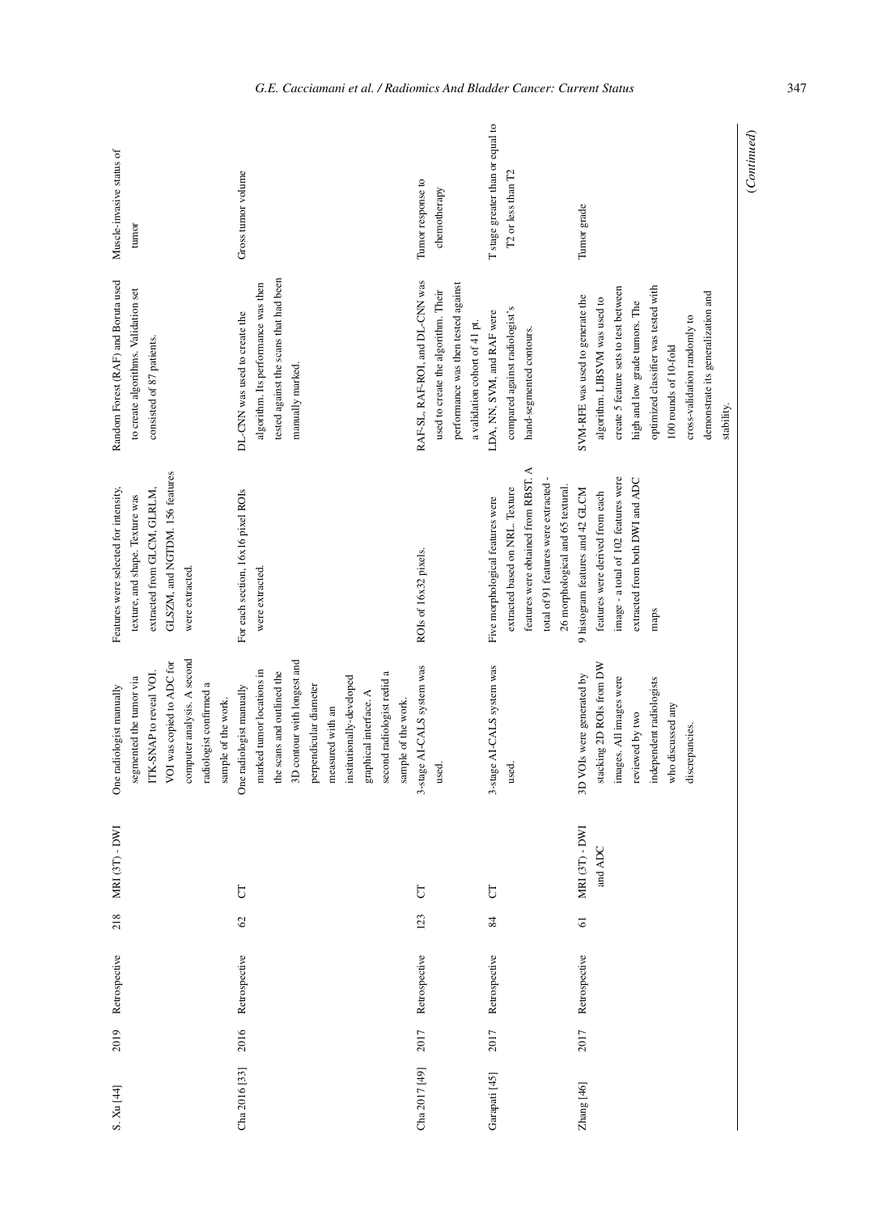| | | | | | | | | |
|---|---|---|---|---|---|---|---|---|
| S. Xu [44] | 2019 | Retrospective | 218 | MRI (3T) - DWI | One radiologist manually segmented the tumor via ITK-SNAP to reveal VOI. VOI was copied to ADC for computer analysis. A second radiologist confirmed a sample of the work. | Features were selected for intensity, texture, and shape. Texture was extracted from GLCM, GLRLM, GLSZM, and NGTDM. 156 features were extracted. | Random Forest (RAF) and Boruta used to create algorithms. Validation set consisted of 87 patients. | Muscle-invasive status of tumor |
| Cha 2016 [33] | 2016 | Retrospective | 62 | CT | One radiologist manually marked tumor locations in the scans and outlined the 3D contour with longest and perpendicular diameter measured with an institutionally-developed graphical interface. A second radiologist redid a sample of the work. | For each section, 16x16 pixel ROIs were extracted. | DL-CNN was used to create the algorithm. Its performance was then tested against the scans that had been manually marked. | Gross tumor volume |
| Cha 2017 [49] | 2017 | Retrospective | 123 | CT | 3-stage AI-CALS system was used. | ROIs of 16x32 pixels. | RAF-SL, RAF-ROI, and DL-CNN was used to create the algorithm. Their performance was then tested against a validation cohort of 41 pt. | Tumor response to chemotherapy |
| Garapati [45] | 2017 | Retrospective | 84 | CT | 3-stage AI-CALS system was used. | Five morphological features were extracted based on NRL. Texture features were obtained from RBST. A total of 91 features were extracted - 26 morphological and 65 textural. | LDA, NN, SVM, and RAF were compared against radiologist's hand-segmented contours. | T stage greater than or equal to T2 or less than T2 |
| Zhang [46] | 2017 | Retrospective | 61 | MRI (3T) - DWI and ADC | 3D VOIs were generated by stacking 2D ROIs from DW images. All images were reviewed by two independent radiologists who discussed any discrepancies. | 9 histogram features and 42 GLCM features were derived from each image - a total of 102 features were extracted from both DWI and ADC maps | SVM-RFE was used to generate the algorithm. LIBSVM was used to create 5 feature sets to test between high and low grade tumors. The optimized classifier was tested with 100 rounds of 10-fold cross-validation randomly to demonstrate its generalization and stability. | Tumor grade |

(*Continued*)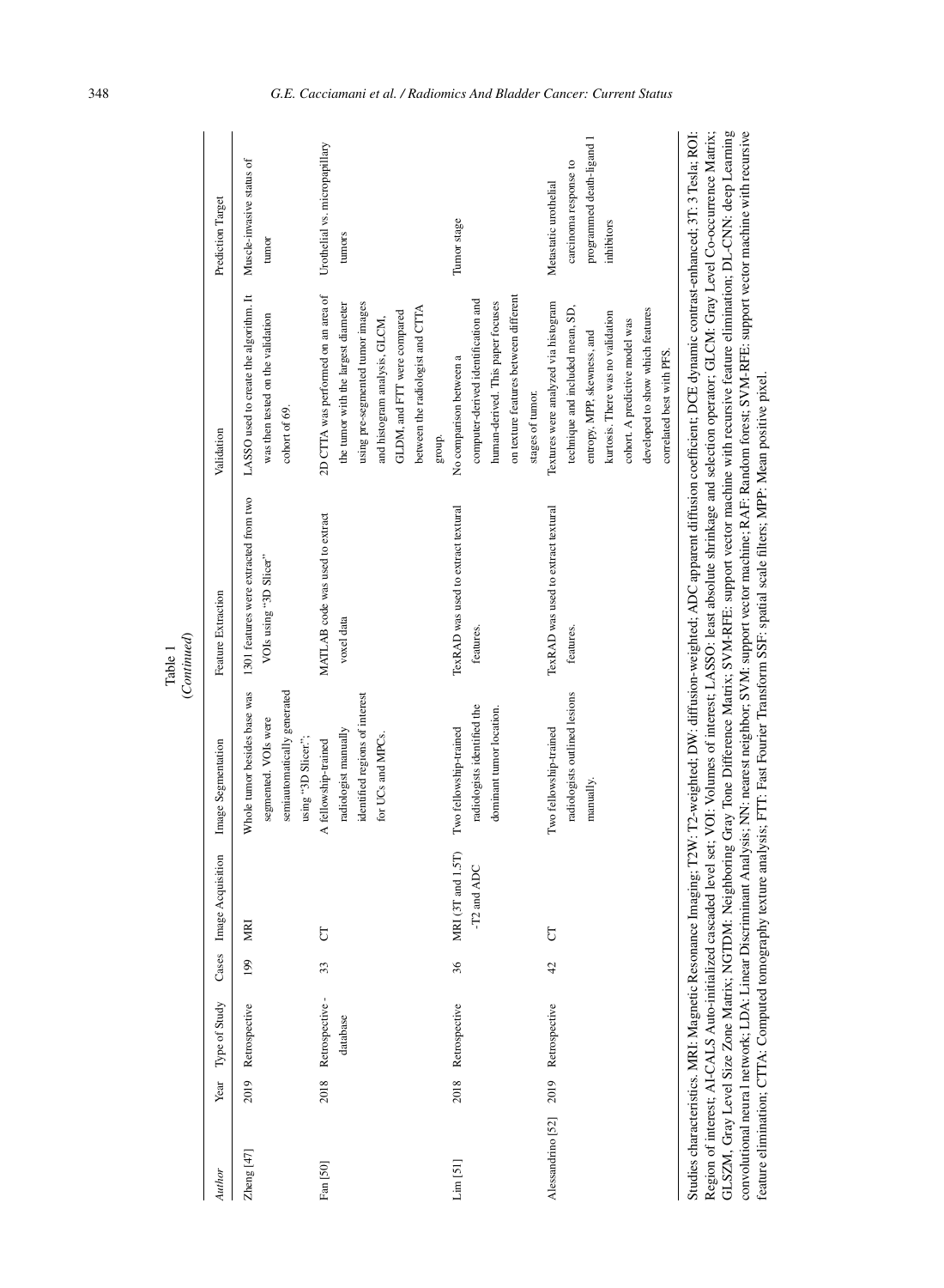Table 1
(*Continued*)

| Author | Year | Type of Study | Cases | Image Acquisition | Image Segmentation | Feature Extraction | Validation | Prediction Target |
|---|---|---|---|---|---|---|---|---|
| Zheng [47] | 2019 | Retrospective | 199 | MRI | Whole tumor besides base was segmented. VOIs were semiautomatically generated using "3D Slicer"; | 1301 features were extracted from two VOIs using "3D Slicer" | LASSO used to create the algorithm. It was then tested on the validation cohort of 69. | Muscle-invasive status of tumor |
| Fan [50] | 2018 | Retrospective - database | 33 | CT | A fellowship-trained radiologist manually identified regions of interest for UCs and MPCs. | MATLAB code was used to extract voxel data | 2D CTTA was performed on an area of the tumor with the largest diameter using pre-segmented tumor images and histogram analysis, GLCM, GLDM, and FFT were compared between the radiologist and CTTA group. | Urothelial vs. micropapillary tumors |
| Lim [51] | 2018 | Retrospective | 36 | MRI (3T and 1.5T) -T2 and ADC | Two fellowship-trained radiologists identified the dominant tumor location. | TexRAD was used to extract textural features. | No comparison between a computer-derived identification and human-derived. This paper focuses on texture features between different stages of tumor. | Tumor stage |
| Alessandrino [52] | 2019 | Retrospective | 42 | CT | Two fellowship-trained radiologists outlined lesions manually. | TexRAD was used to extract textural features. | Textures were analyzed via histogram technique and included mean, SD, entropy, MPP, skewness, and kurtosis. There was no validation cohort. A predictive model was developed to show which features correlated best with PFS. | Metastatic urothelial carcinoma response to programmed death-ligand 1 inhibitors |

Studies characteristics. MRI: Magnetic Resonance Imaging; T2W: T2-weighted; DW: diffusion-weighted; ADC apparent diffusion coefficient; DCE dynamic contrast-enhanced; 3T: 3 Tesla; ROI: Region of interest; AI-CALS Auto-initialized cascaded level set; VOI: Volumes of interest; LASSO: least absolute shrinkage and selection operator; GLCM: Gray Level Co-occurrence Matrix; GLSZM, Gray Level Size Zone Matrix; NGTDM: Neighboring Gray Tone Difference Matrix; SVM-RFE: support vector machine with recursive feature elimination; DL-CNN: deep Learning convolutional neural network; LDA: Linear Discriminant Analysis; NN: nearest neighbor; SVM: support vector machine; RAF: Random forest; SVM-RFE: support vector machine with recursive feature elimination; CTTA: Computed tomography texture analysis; FTT: Fast Fourier Transform SSF: spatial scale filters; MPP: Mean positive pixel.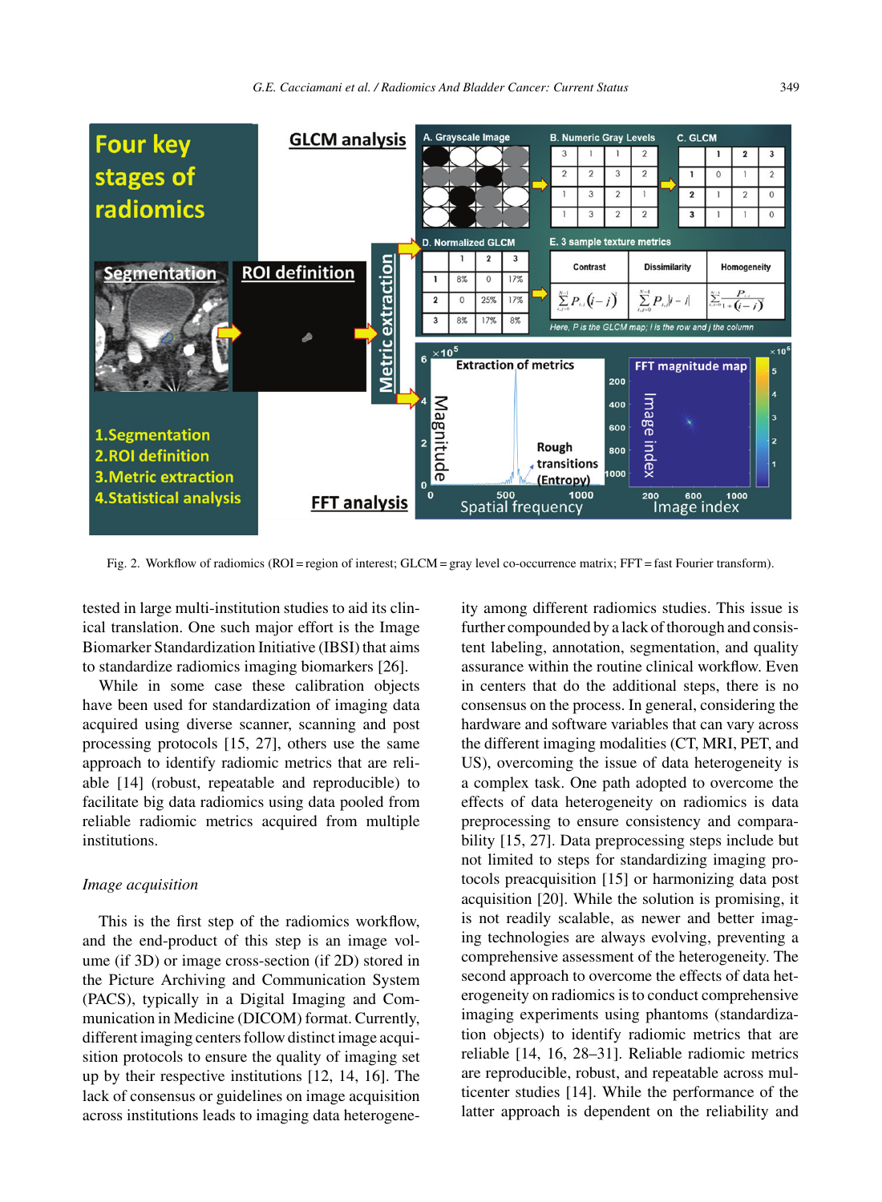Fig. 2. Workflow of radiomics (ROI = region of interest; GLCM = gray level co-occurrence matrix; FFT = fast Fourier transform).

tested in large multi-institution studies to aid its clinical translation. One such major effort is the Image Biomarker Standardization Initiative (IBSI) that aims to standardize radiomics imaging biomarkers [26].

While in some case these calibration objects have been used for standardization of imaging data acquired using diverse scanner, scanning and post processing protocols [15, 27], others use the same approach to identify radiomic metrics that are reliable [14] (robust, repeatable and reproducible) to facilitate big data radiomics using data pooled from reliable radiomic metrics acquired from multiple institutions.

### *Image acquisition*

This is the first step of the radiomics workflow, and the end-product of this step is an image volume (if 3D) or image cross-section (if 2D) stored in the Picture Archiving and Communication System (PACS), typically in a Digital Imaging and Communication in Medicine (DICOM) format. Currently, different imaging centers follow distinct image acquisition protocols to ensure the quality of imaging set up by their respective institutions [12, 14, 16]. The lack of consensus or guidelines on image acquisition across institutions leads to imaging data heterogeneity among different radiomics studies. This issue is further compounded by a lack of thorough and consistent labeling, annotation, segmentation, and quality assurance within the routine clinical workflow. Even in centers that do the additional steps, there is no consensus on the process. In general, considering the hardware and software variables that can vary across the different imaging modalities (CT, MRI, PET, and US), overcoming the issue of data heterogeneity is a complex task. One path adopted to overcome the effects of data heterogeneity on radiomics is data preprocessing to ensure consistency and comparability [15, 27]. Data preprocessing steps include but not limited to steps for standardizing imaging protocols preacquisition [15] or harmonizing data post acquisition [20]. While the solution is promising, it is not readily scalable, as newer and better imaging technologies are always evolving, preventing a comprehensive assessment of the heterogeneity. The second approach to overcome the effects of data heterogeneity on radiomics is to conduct comprehensive imaging experiments using phantoms (standardization objects) to identify radiomic metrics that are reliable [14, 16, 28–31]. Reliable radiomic metrics are reproducible, robust, and repeatable across multicenter studies [14]. While the performance of the latter approach is dependent on the reliability and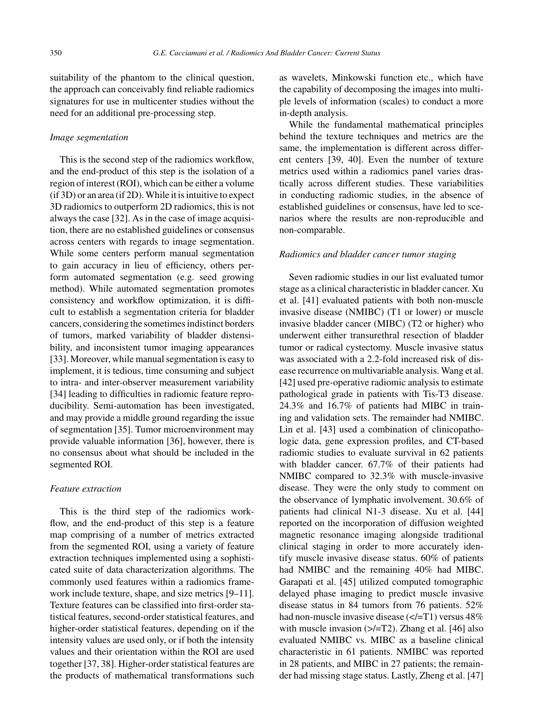suitability of the phantom to the clinical question, the approach can conceivably find reliable radiomics signatures for use in multicenter studies without the need for an additional pre-processing step.

### *Image segmentation*

This is the second step of the radiomics workflow, and the end-product of this step is the isolation of a region of interest (ROI), which can be either a volume (if 3D) or an area (if 2D). While it is intuitive to expect 3D radiomics to outperform 2D radiomics, this is not always the case [32]. As in the case of image acquisition, there are no established guidelines or consensus across centers with regards to image segmentation. While some centers perform manual segmentation to gain accuracy in lieu of efficiency, others perform automated segmentation (e.g. seed growing method). While automated segmentation promotes consistency and workflow optimization, it is difficult to establish a segmentation criteria for bladder cancers, considering the sometimes indistinct borders of tumors, marked variability of bladder distensibility, and inconsistent tumor imaging appearances [33]. Moreover, while manual segmentation is easy to implement, it is tedious, time consuming and subject to intra- and inter-observer measurement variability [34] leading to difficulties in radiomic feature reproducibility. Semi-automation has been investigated, and may provide a middle ground regarding the issue of segmentation [35]. Tumor microenvironment may provide valuable information [36], however, there is no consensus about what should be included in the segmented ROI.

### *Feature extraction*

This is the third step of the radiomics workflow, and the end-product of this step is a feature map comprising of a number of metrics extracted from the segmented ROI, using a variety of feature extraction techniques implemented using a sophisticated suite of data characterization algorithms. The commonly used features within a radiomics framework include texture, shape, and size metrics [9–11]. Texture features can be classified into first-order statistical features, second-order statistical features, and higher-order statistical features, depending on if the intensity values are used only, or if both the intensity values and their orientation within the ROI are used together [37, 38]. Higher-order statistical features are the products of mathematical transformations such as wavelets, Minkowski function etc., which have the capability of decomposing the images into multiple levels of information (scales) to conduct a more in-depth analysis.

While the fundamental mathematical principles behind the texture techniques and metrics are the same, the implementation is different across different centers [39, 40]. Even the number of texture metrics used within a radiomics panel varies drastically across different studies. These variabilities in conducting radiomic studies, in the absence of established guidelines or consensus, have led to scenarios where the results are non-reproducible and non-comparable.

### *Radiomics and bladder cancer tumor staging*

Seven radiomic studies in our list evaluated tumor stage as a clinical characteristic in bladder cancer. Xu et al. [41] evaluated patients with both non-muscle invasive disease (NMIBC) (T1 or lower) or muscle invasive bladder cancer (MIBC) (T2 or higher) who underwent either transurethral resection of bladder tumor or radical cystectomy. Muscle invasive status was associated with a 2.2-fold increased risk of disease recurrence on multivariable analysis. Wang et al. [42] used pre-operative radiomic analysis to estimate pathological grade in patients with Tis-T3 disease. 24.3% and 16.7% of patients had MIBC in training and validation sets. The remainder had NMIBC. Lin et al. [43] used a combination of clinicopathologic data, gene expression profiles, and CT-based radiomic studies to evaluate survival in 62 patients with bladder cancer. 67.7% of their patients had NMIBC compared to 32.3% with muscle-invasive disease. They were the only study to comment on the observance of lymphatic involvement. 30.6% of patients had clinical N1-3 disease. Xu et al. [44] reported on the incorporation of diffusion weighted magnetic resonance imaging alongside traditional clinical staging in order to more accurately identify muscle invasive disease status. 60% of patients had NMIBC and the remaining 40% had MIBC. Garapati et al. [45] utilized computed tomographic delayed phase imaging to predict muscle invasive disease status in 84 tumors from 76 patients. 52% had non-muscle invasive disease (</=T1) versus 48% with muscle invasion (>/=T2). Zhang et al. [46] also evaluated NMIBC vs. MIBC as a baseline clinical characteristic in 61 patients. NMIBC was reported in 28 patients, and MIBC in 27 patients; the remainder had missing stage status. Lastly, Zheng et al. [47]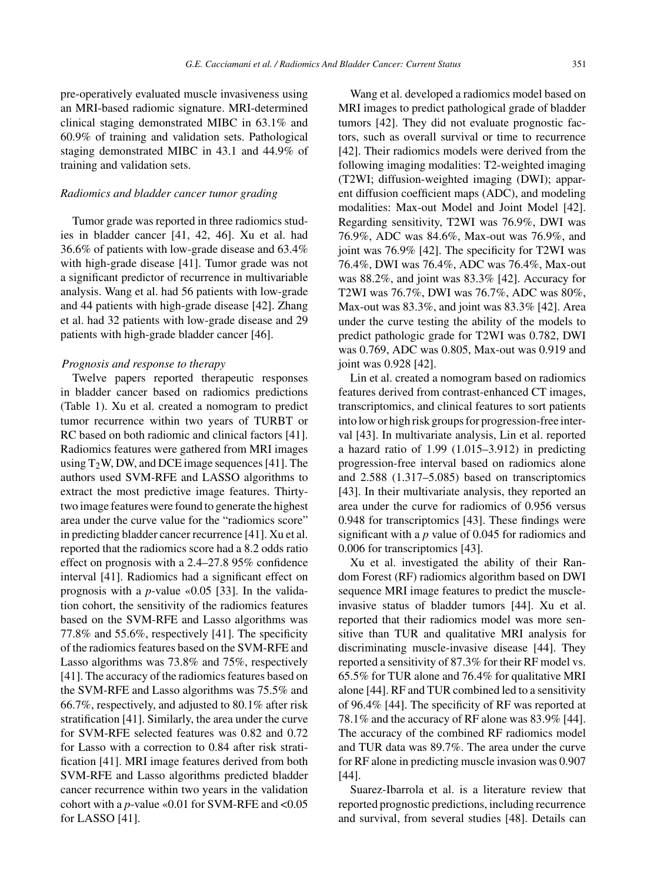pre-operatively evaluated muscle invasiveness using an MRI-based radiomic signature. MRI-determined clinical staging demonstrated MIBC in 63.1% and 60.9% of training and validation sets. Pathological staging demonstrated MIBC in 43.1 and 44.9% of training and validation sets.

*Radiomics and bladder cancer tumor grading*

Tumor grade was reported in three radiomics studies in bladder cancer [41, 42, 46]. Xu et al. had 36.6% of patients with low-grade disease and 63.4% with high-grade disease [41]. Tumor grade was not a significant predictor of recurrence in multivariable analysis. Wang et al. had 56 patients with low-grade and 44 patients with high-grade disease [42]. Zhang et al. had 32 patients with low-grade disease and 29 patients with high-grade bladder cancer [46].

*Prognosis and response to therapy*

Twelve papers reported therapeutic responses in bladder cancer based on radiomics predictions (Table 1). Xu et al. created a nomogram to predict tumor recurrence within two years of TURBT or RC based on both radiomic and clinical factors [41]. Radiomics features were gathered from MRI images using $T_2$W, DW, and DCE image sequences [41]. The authors used SVM-RFE and LASSO algorithms to extract the most predictive image features. Thirty-two image features were found to generate the highest area under the curve value for the "radiomics score" in predicting bladder cancer recurrence [41]. Xu et al. reported that the radiomics score had a 8.2 odds ratio effect on prognosis with a 2.4–27.8 95% confidence interval [41]. Radiomics had a significant effect on prognosis with a $p$-value «0.05 [33]. In the validation cohort, the sensitivity of the radiomics features based on the SVM-RFE and Lasso algorithms was 77.8% and 55.6%, respectively [41]. The specificity of the radiomics features based on the SVM-RFE and Lasso algorithms was 73.8% and 75%, respectively [41]. The accuracy of the radiomics features based on the SVM-RFE and Lasso algorithms was 75.5% and 66.7%, respectively, and adjusted to 80.1% after risk stratification [41]. Similarly, the area under the curve for SVM-RFE selected features was 0.82 and 0.72 for Lasso with a correction to 0.84 after risk stratification [41]. MRI image features derived from both SVM-RFE and Lasso algorithms predicted bladder cancer recurrence within two years in the validation cohort with a $p$-value «0.01 for SVM-RFE and <0.05 for LASSO [41].

Wang et al. developed a radiomics model based on MRI images to predict pathological grade of bladder tumors [42]. They did not evaluate prognostic factors, such as overall survival or time to recurrence [42]. Their radiomics models were derived from the following imaging modalities: T2-weighted imaging (T2WI; diffusion-weighted imaging (DWI); apparent diffusion coefficient maps (ADC), and modeling modalities: Max-out Model and Joint Model [42]. Regarding sensitivity, T2WI was 76.9%, DWI was 76.9%, ADC was 84.6%, Max-out was 76.9%, and joint was 76.9% [42]. The specificity for T2WI was 76.4%, DWI was 76.4%, ADC was 76.4%, Max-out was 88.2%, and joint was 83.3% [42]. Accuracy for T2WI was 76.7%, DWI was 76.7%, ADC was 80%, Max-out was 83.3%, and joint was 83.3% [42]. Area under the curve testing the ability of the models to predict pathologic grade for T2WI was 0.782, DWI was 0.769, ADC was 0.805, Max-out was 0.919 and joint was 0.928 [42].

Lin et al. created a nomogram based on radiomics features derived from contrast-enhanced CT images, transcriptomics, and clinical features to sort patients into low or high risk groups for progression-free interval [43]. In multivariate analysis, Lin et al. reported a hazard ratio of 1.99 (1.015–3.912) in predicting progression-free interval based on radiomics alone and 2.588 (1.317–5.085) based on transcriptomics [43]. In their multivariate analysis, they reported an area under the curve for radiomics of 0.956 versus 0.948 for transcriptomics [43]. These findings were significant with a $p$ value of 0.045 for radiomics and 0.006 for transcriptomics [43].

Xu et al. investigated the ability of their Random Forest (RF) radiomics algorithm based on DWI sequence MRI image features to predict the muscle-invasive status of bladder tumors [44]. Xu et al. reported that their radiomics model was more sensitive than TUR and qualitative MRI analysis for discriminating muscle-invasive disease [44]. They reported a sensitivity of 87.3% for their RF model vs. 65.5% for TUR alone and 76.4% for qualitative MRI alone [44]. RF and TUR combined led to a sensitivity of 96.4% [44]. The specificity of RF was reported at 78.1% and the accuracy of RF alone was 83.9% [44]. The accuracy of the combined RF radiomics model and TUR data was 89.7%. The area under the curve for RF alone in predicting muscle invasion was 0.907 [44].

Suarez-Ibarrola et al. is a literature review that reported prognostic predictions, including recurrence and survival, from several studies [48]. Details can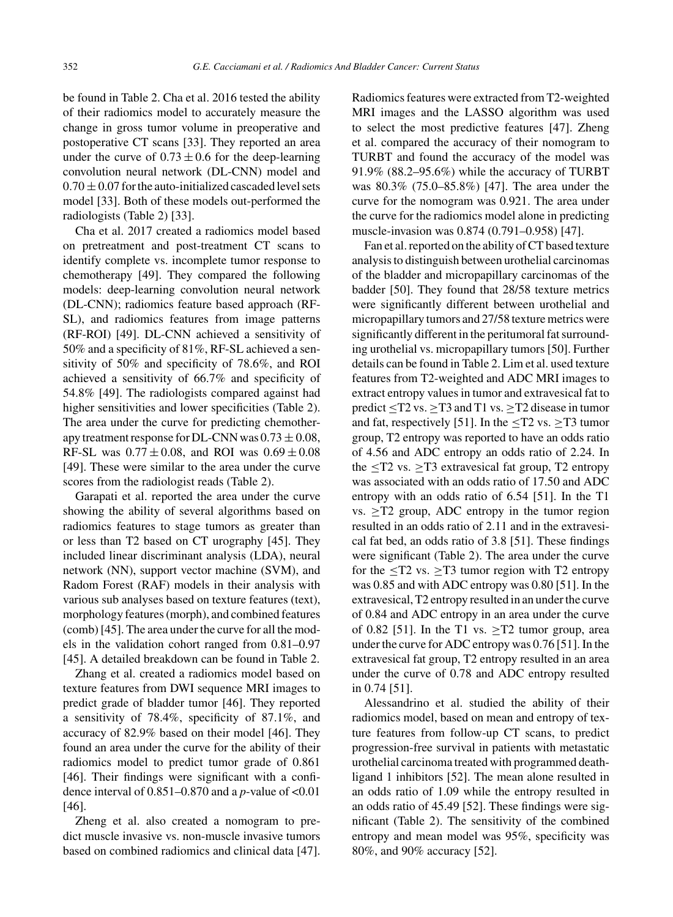be found in Table 2. Cha et al. 2016 tested the ability of their radiomics model to accurately measure the change in gross tumor volume in preoperative and postoperative CT scans [33]. They reported an area under the curve of $0.73 \pm 0.6$ for the deep-learning convolution neural network (DL-CNN) model and $0.70 \pm 0.07$ for the auto-initialized cascaded level sets model [33]. Both of these models out-performed the radiologists (Table 2) [33].

Cha et al. 2017 created a radiomics model based on pretreatment and post-treatment CT scans to identify complete vs. incomplete tumor response to chemotherapy [49]. They compared the following models: deep-learning convolution neural network (DL-CNN); radiomics feature based approach (RF-SL), and radiomics features from image patterns (RF-ROI) [49]. DL-CNN achieved a sensitivity of 50% and a specificity of 81%, RF-SL achieved a sensitivity of 50% and specificity of 78.6%, and ROI achieved a sensitivity of 66.7% and specificity of 54.8% [49]. The radiologists compared against had higher sensitivities and lower specificities (Table 2). The area under the curve for predicting chemotherapy treatment response for DL-CNN was $0.73 \pm 0.08$, RF-SL was $0.77 \pm 0.08$, and ROI was $0.69 \pm 0.08$ [49]. These were similar to the area under the curve scores from the radiologist reads (Table 2).

Garapati et al. reported the area under the curve showing the ability of several algorithms based on radiomics features to stage tumors as greater than or less than T2 based on CT urography [45]. They included linear discriminant analysis (LDA), neural network (NN), support vector machine (SVM), and Radom Forest (RAF) models in their analysis with various sub analyses based on texture features (text), morphology features (morph), and combined features (comb) [45]. The area under the curve for all the models in the validation cohort ranged from 0.81–0.97 [45]. A detailed breakdown can be found in Table 2.

Zhang et al. created a radiomics model based on texture features from DWI sequence MRI images to predict grade of bladder tumor [46]. They reported a sensitivity of 78.4%, specificity of 87.1%, and accuracy of 82.9% based on their model [46]. They found an area under the curve for the ability of their radiomics model to predict tumor grade of 0.861 [46]. Their findings were significant with a confidence interval of 0.851–0.870 and a $p$-value of $<0.01$ [46].

Zheng et al. also created a nomogram to predict muscle invasive vs. non-muscle invasive tumors based on combined radiomics and clinical data [47]. Radiomics features were extracted from T2-weighted MRI images and the LASSO algorithm was used to select the most predictive features [47]. Zheng et al. compared the accuracy of their nomogram to TURBT and found the accuracy of the model was 91.9% (88.2–95.6%) while the accuracy of TURBT was 80.3% (75.0–85.8%) [47]. The area under the curve for the nomogram was 0.921. The area under the curve for the radiomics model alone in predicting muscle-invasion was 0.874 (0.791–0.958) [47].

Fan et al. reported on the ability of CT based texture analysis to distinguish between urothelial carcinomas of the bladder and micropapillary carcinomas of the badder [50]. They found that 28/58 texture metrics were significantly different between urothelial and micropapillary tumors and 27/58 texture metrics were significantly different in the peritumoral fat surrounding urothelial vs. micropapillary tumors [50]. Further details can be found in Table 2. Lim et al. used texture features from T2-weighted and ADC MRI images to extract entropy values in tumor and extravesical fat to predict ≤T2 vs. ≥T3 and T1 vs. ≥T2 disease in tumor and fat, respectively [51]. In the ≤T2 vs. ≥T3 tumor group, T2 entropy was reported to have an odds ratio of 4.56 and ADC entropy an odds ratio of 2.24. In the ≤T2 vs. ≥T3 extravesical fat group, T2 entropy was associated with an odds ratio of 17.50 and ADC entropy with an odds ratio of 6.54 [51]. In the T1 vs. ≥T2 group, ADC entropy in the tumor region resulted in an odds ratio of 2.11 and in the extravesical fat bed, an odds ratio of 3.8 [51]. These findings were significant (Table 2). The area under the curve for the ≤T2 vs. ≥T3 tumor region with T2 entropy was 0.85 and with ADC entropy was 0.80 [51]. In the extravesical, T2 entropy resulted in an under the curve of 0.84 and ADC entropy in an area under the curve of 0.82 [51]. In the T1 vs. ≥T2 tumor group, area under the curve for ADC entropy was 0.76 [51]. In the extravesical fat group, T2 entropy resulted in an area under the curve of 0.78 and ADC entropy resulted in 0.74 [51].

Alessandrino et al. studied the ability of their radiomics model, based on mean and entropy of texture features from follow-up CT scans, to predict progression-free survival in patients with metastatic urothelial carcinoma treated with programmed death-ligand 1 inhibitors [52]. The mean alone resulted in an odds ratio of 1.09 while the entropy resulted in an odds ratio of 45.49 [52]. These findings were significant (Table 2). The sensitivity of the combined entropy and mean model was 95%, specificity was 80%, and 90% accuracy [52].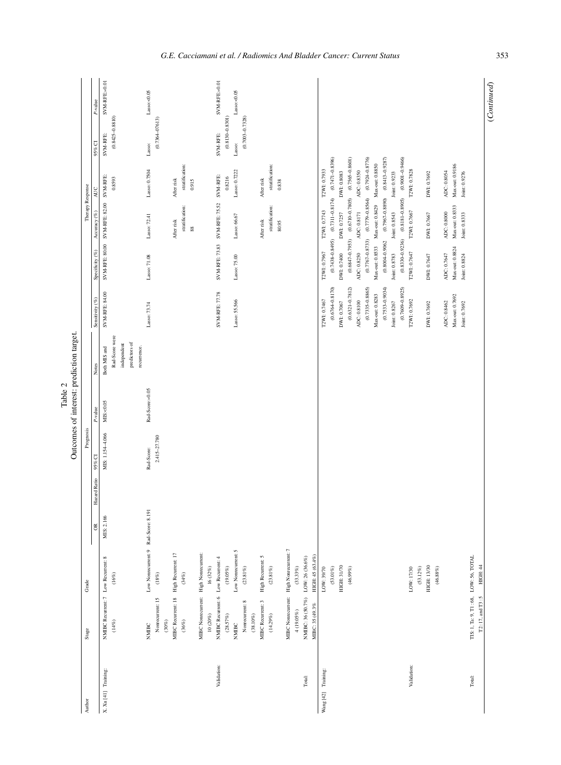Table 2

Outcomes of interest; prediction target.

| Author | | Stage | Grade | Prognosis | | | | | Therapy Response | | | | | |
|---|---|---|---|---|---|---|---|---|---|---|---|---|---|---|
| | | | | OR | Hazard Ratio | 95% CI | P-value | Notes | Sensitivity (%) | Specificity (%) | Accuracy (%) | AUC | 95% CI | P-value |
| X. Xu [41] | Training: | NMIBC Recurrent: 7 (14%) | Low Recurrent: 8 (16%) | MIS: 2.166 | | MIS: 1.154–4.066 | MIS<0.05 | Both MIS and Rad-Score were independent predictors of recurrence. | SVM-RFE: 84.00 | SVM-RFE: 80.00 | SVM-RFE: 82.00 | SVM-RFE: 0.8593 | SVM-RFE: (0.8425–0.8810) | SVM-RFE:<0.01 |
| | | NMIBC Nonrecurrent: 15 (30%) | Low Nonrecurrent: 9 (18%) | Rad-Score: 8.191 | | Rad-Score: 2.415–27.780 | Rad-Score:<0.05 | | Lasso: 73.74 | Lasso: 71.08 | Lasso: 72.41 | Lasso: 0.7504 | Lasso: (0.7364–07613) | Lasso<0.05 |
| | | MIBC Recurrent: 18 (36%) | High Recurrent: 17 (34%) | | | | | | | | After risk stratification: 88 | After risk stratification: 0.915 | | |
| | | MIBC Nonrecurrent: 10 (20%) | High Nonrecurrent: 16 (32%) | | | | | | | | | | | |
| | Validation: | NMIBC Recurrent: 6 (28.57%) | Low Recurrent: 4 (19.05%) | | | | | | SVM-RFE: 77.78 | SVM-RFE: 73.83 | SVM-RFE: 75.52 | SVM-RFE: 0.8216 | SVM-RFE: (0.8130–0.8301) | SVM-RFE:<0.01 |
| | | NMIBC Nonrecurrent: 8 (38.10%) | Low Nonrecurrent: 5 (23.81%) | | | | | | Lasso: 55.566 | Lasso: 75.00 | Lasso: 66.67 | Lasso: 0.7222 | Lasso: (0.7003–0.7328) | Lasso<0.05 |
| | | MIBC Recurrent: 3 (14.29%) | High Recurrent: 5 (23.81%) | | | | | | | | After risk stratification: 80.95 | After risk stratification: 0.838 | | |
| | | MIBC Nonrecurrent: 4 (19.05%) | High Nonrecurrent: 7 (33.33%) | | | | | | | | | | | |
| | Total: | NMIBC: 36 (50.7%) MIBC: 35 (49.3% | LOW: 26 (36.6%) HIGH: 45 (63.4%) | | | | | | | | | | | |
| Wang [42] | Training: | | LOW: 39/70 (53.01%) HIGH: 31/70 (46.99%) | | | | | | T2WI: 0.7467 (0.6764–0.8170) DWI: 0.7067 (0.6321–0.7812) ADC: 0.8100 (0.7335–0.8865) Max-out: 0.8283 (0.7533–0.9034) Joint: 0.8267 (0.7609–0.8925) | T2WI: 0.7967 (0.7438–0.8495) DWI: 0.7400 (0.6847–0.7953) ADC: 0.8250 (0.7767–0.8733) Max-out: 0.8533 (0.8004–0.9062) Joint: 0.8783 (0.8330–0.9236) | T2WI: 0.7743 (0.7311–0.8174) DWI: 0.7257 (0.6710–0.7805) ADC: 0.8171 (0.7779–0.8564) Max-out: 0.8429 (0.7967–0.8890) Joint: 0.8543 (0.8181–0.8905) | T2WI: 0.7933 (0.7471–0.8396) DWI: 0.8083 (0.7565–0.8601) ADC: 0.8350 (0.7924–0.8776) Max-out: 0.8850 (0.8413–0.9287) Joint: 0.9233 (0.9001–0.9466) | | |
| | Validation: | | LOW: 17/30 (53.12%) HIGH: 13/30 (46.88%) | | | | | | T2WI: 0.7692 DWI: 0.7692 ADC: 0.8462 Max-out: 0.7692 Joint: 0.7692 | T2WI: 0.7647 DWI: 0.7647 ADC: 0.7647 Max-out: 0.8824 Joint: 0.8824 | T2WI: 0.7667 DWI: 0.7667 ADC: 0.8000 Max-out: 0.8333 Joint: 0.8333 | T2WI: 0.7828 DWI: 0.7692 ADC: 0.8054 Max-out: 0.9186 Joint: 0.9276 | | |
| | Total: | TIS: 1, Ta: 9, T1: 68, T2: 17, and T3: 5 | LOW: 56, TOTAL HIGH: 44 | | | | | | | | | | | |

(Continued)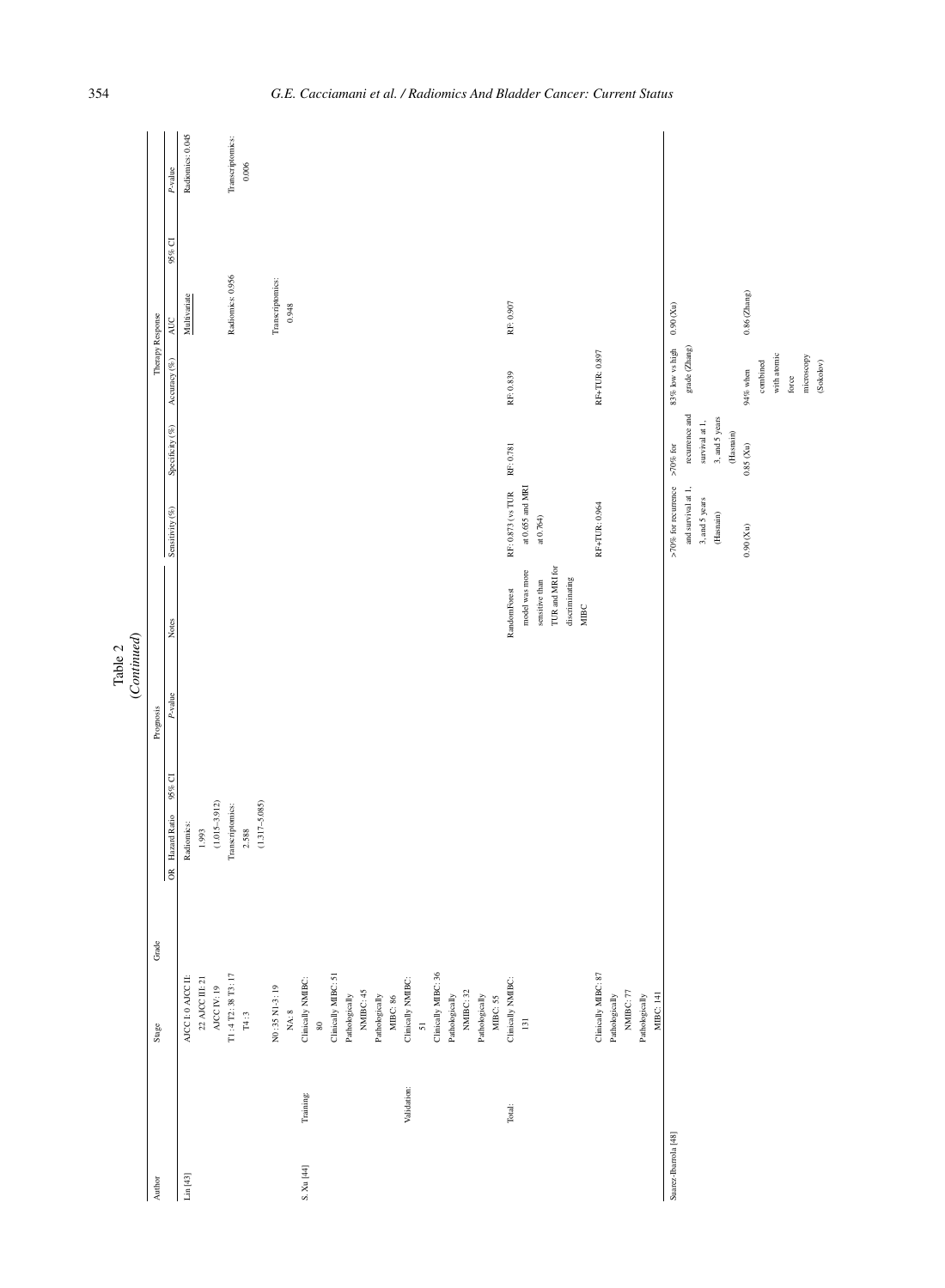Table 2
(*Continued*)

| Author | | Stage | Grade | Prognosis | | | | Notes | Therapy Response | | | | | |
|---|---|---|---|---|---|---|---|---|---|---|---|---|---|---|
| | | | | OR | Hazard Ratio | 95% CI | P-value | | Sensitivity (%) | Specificity (%) | Accuracy (%) | AUC | 95% CI | P-value |
| Lin [43] | | AJCC I: 0 AJCC II: 22 AJCC III: 21 AJCC IV: 19 | | | Radiomics: 1.993 | (1.015–3.912) | | | | | | Multivariate | | Radiomics: 0.045 |
| | | T1 : 4 T2 : 38 T3 : 17 T4 : 3 | | | Transcriptomics: 2.588 | (1.317–5.085) | | | | | | Radiomics: 0.956 | | Transcriptomics: 0.006 |
| | | N0 : 35 N1-3 : 19 NA: 8 | | | | | | | | | | Transcriptomics: 0.948 | | |
| S. Xu [44] | Training: | Clinically NMIBC: 80 Clinically MIBC: 51 Pathologically NMIBC: 45 Pathologically MIBC: 86 | | | | | | | | | | | | |
| | Validation: | Clinically NMIBC: 51 Clinically MIBC: 36 Pathologically NMIBC: 32 Pathologically MIBC: 55 | | | | | | | | | | | | |
| | Total: | Clinically NMIBC: 131 | | | | | | RandomForest model was more sensitive than TUR and MRI for discriminating MIBC | RF: 0.873 (vs TUR at 0.655 and MRI at 0.764) | RF: 0.781 | RF: 0.839 | RF: 0.907 | | |
| | | Clinically MBC: 87 Pathologically NMIBC: 77 Pathologically MIBC: 141 | | | | | | | RF+TUR: 0.964 | | RF+TUR: 0.897 | | | |
| Suarez-Ibarrola [48] | | | | | | | | | >70% for recurrence and survival at 1, 3, and 5 years (Hasnain) | >70% for recurrence and survival at 1, 3, and 5 years (Hasnain) | 83% low vs high grade (Zhang) | 0.90 (Xu) | | |
| | | | | | | | | | 0.90 (Xu) | 0.85 (Xu) | 94% when combined with atomic force microscopy (Sokolov) | 0.86 (Zhang) | | |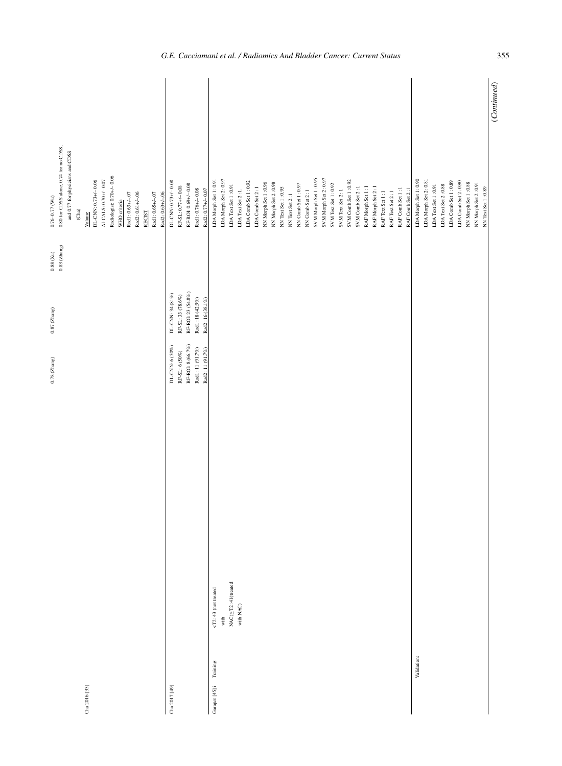| Study | | Patients | | | | | |
|---|---|---|---|---|---|---|---|
| Cha 2016 [33] | | | 0.78 (Zhang) | 0.87 (Zhang) | 0.88 (Xu) 0.83 (Zhang) | 0.76–0.77 (Wu) 0.80 for CDSS alone, 0.74 for no CDSS, and 0.77 for physicians and CDSS (Cha) | |
| | | | | | | Volume | |
| | | | | | | DL-CNN: 0.73+/–0.06 | |
| | | | | | | AI-CALS: 0.70+/–0.07 | |
| | | | | | | Radiologist: 0.70+/–0.06 | |
| | | | | | | WHO criteria | |
| | | | | | | Rad1: 0.63+/–.07 | |
| | | | | | | Rad2: 0.61+/–.06 | |
| | | | | | | RECIST | |
| | | | | | | Rad1: 0.65+/–.07 | |
| | | | | | | Rad2: 0.63+/–.06 | |
| Cha 2017 [49] | | | DL-CNN: 6 (50%) RF-SL: 6 (50%) RF-ROI: 8 (66.7%) Rad1: 11 (91.7%) Rad2: 11 (91.7%) | DL-CNN: 34 (81%) RF-SL: 33 (78.6%) RF-ROI: 23 (54.8%) Rad1: 18 (42.9%) Rad2: 16 (38.1%) | | DL-CNN: 0.73+/–0.08 RF-SL: 0.77+/–0.08 RF-ROI: 0.69+/–0.08 Rad1: 0.76+/–0.08 Rad2: 0.77+/–0.07 | |
| Garapat [45] | Training: | <T2: 43 (not treated with NAC) ≥T2: 41(treated with NAC) | | | | LDA Morph Set 1: 0.91 | |
| | | | | | | LDA Morph Set 2: 0.97 | |
| | | | | | | LDA Text Set 1: 0.91 | |
| | | | | | | LDA Text Set 2: 1 | |
| | | | | | | LDA Comb Set 1: 0.92 | |
| | | | | | | LDA Comb Set 2: 1 | |
| | | | | | | NN Morph Set 1: 0.96 | |
| | | | | | | NN Morph Set 2: 0.98 | |
| | | | | | | NN Text Set 1: 0.95 | |
| | | | | | | NN Text Set 2: 1 | |
| | | | | | | NN Comb Set 1: 0.97 | |
| | | | | | | NN Comb Set 2: 1 | |
| | | | | | | SVM Morph Set 1: 0.95 | |
| | | | | | | SVM Morph Set 2: 0.97 | |
| | | | | | | SVM Text Set 1: 0.92 | |
| | | | | | | SVM Text Set 2: 1 | |
| | | | | | | SVM Comb Set 1: 0.92 | |
| | | | | | | SVM Comb Set 2: 1 | |
| | | | | | | RAF Morph Set 1: 1 | |
| | | | | | | RAF Morph Set 2: 1 | |
| | | | | | | RAF Text Set 1: 1 | |
| | | | | | | RAF Text Set 2: 1 | |
| | | | | | | RAF Comb Set 1: 1 | |
| | | | | | | RAF Comb Set 2: 1 | |
| | Validation: | | | | | LDA Morph Set 1: 0.90 | |
| | | | | | | LDA Morph Set 2: 0.81 | |
| | | | | | | LDA Text Set 1: 0.91 | |
| | | | | | | LDA Text Set 2: 0.88 | |
| | | | | | | LDA Comb Set 1: 0.89 | |
| | | | | | | LDA Comb Set 2: 0.90 | |
| | | | | | | NN Morph Set 1: 0.88 | |
| | | | | | | NN Morph Set 2: 0.91 | |
| | | | | | | NN Text Set 1: 0.89 | |

(*Continued*)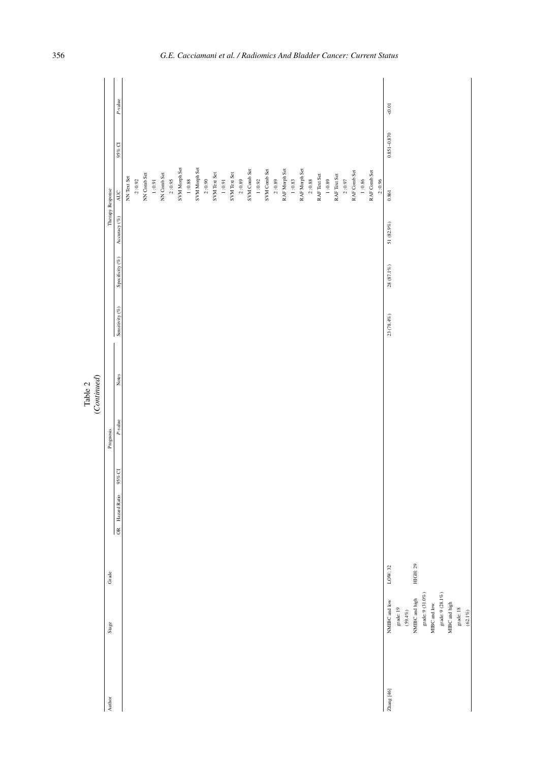Table 2
*(Continued)*

| Author | Stage | Grade | Prognosis | | | | Notes | Therapy Response | | | | | |
|---|---|---|---|---|---|---|---|---|---|---|---|---|---|
| | | | OR | Hazard Ratio | 95% CI | P-value | | Sensitivity (%) | Specificity (%) | Accuracy (%) | AUC | 95% CI | P-value |
| | | | | | | | | | | | NN Text Set 2 : 0.92 | | |
| | | | | | | | | | | | NN Comb Set 1 : 0.91 | | |
| | | | | | | | | | | | NN Comb Set 2 : 0.95 | | |
| | | | | | | | | | | | SVM Morph Set 1 : 0.88 | | |
| | | | | | | | | | | | SVM Morph Set 2 : 0.90 | | |
| | | | | | | | | | | | SVM Text Set 1 : 0.91 | | |
| | | | | | | | | | | | SVM Text Set 2 : 0.89 | | |
| | | | | | | | | | | | SVM Comb Set 1 : 0.92 | | |
| | | | | | | | | | | | SVM Comb Set 2 : 0.89 | | |
| | | | | | | | | | | | RAF Morph Set 1 : 0.83 | | |
| | | | | | | | | | | | RAF Morph Set 2 : 0.88 | | |
| | | | | | | | | | | | RAF Text Set 1 : 0.89 | | |
| | | | | | | | | | | | RAF Text Set 2 : 0.97 | | |
| | | | | | | | | | | | RAF Comb Set 1 : 0.86 | | |
| | | | | | | | | | | | RAF Comb Set 2 : 0.96 | | |
| Zhang [46] | NMIBC and low grade: 19 (59.4%) NMIBC and high grade: 9 (31.0%) MIBC and low grade: 9 (28.1%) MIBC and high grade: 18 (62.1%) | LOW: 32 HIGH: 29 | | | | | | 23 (78.4%) | 28 (87.1%) | 51 (82.9%) | 0.861 | 0.851–0.870 | <0.01 |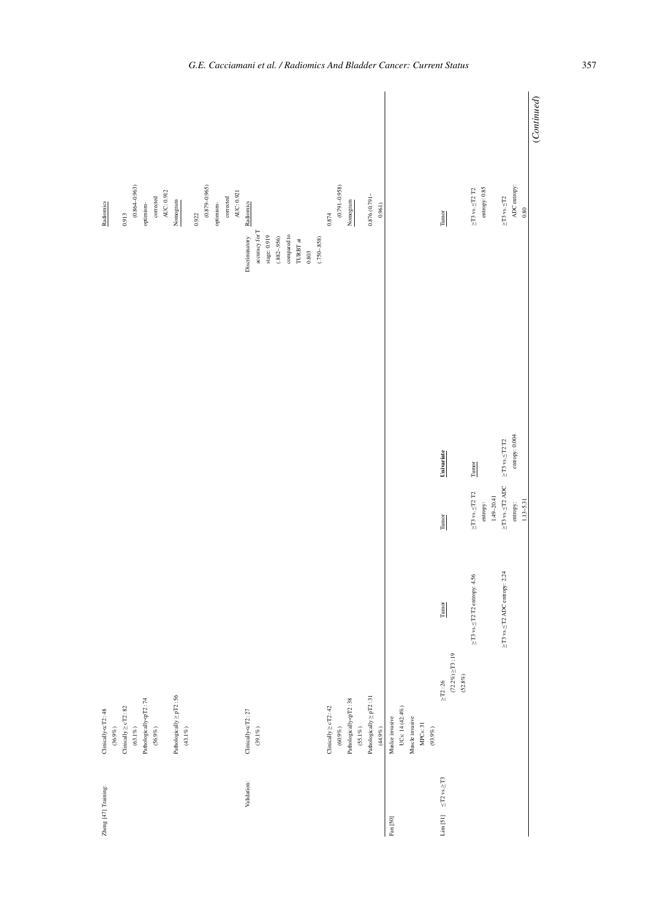| | | | | | | | | |
|---|---|---|---|---|---|---|---|---|
| Zheng [47] | Training: | Clinically<cT2: 48 (36.9%)<br>Clinically ≥ cT2: 82 (63.1%)<br>Pathologically<pT2: 74 (56.9%)<br>Pathologically ≥ pT2: 56 (43.1%) | | | | | | <u>Radiomics</u><br>0.913 (0.864–0.963)<br>optimism-corrected AUC: 0.912<br><u>Nomogram</u><br>0.922 (0.879–0.965)<br>optimism-corrected AUC: 0.921 |
| | Validation: | Clinically<cT2: 27 (39.1%)<br>Clinically ≥ cT2: 42 (60.9%)<br>Pathologically<pT2: 38 (55.1%)<br>Pathologically ≥ pT2: 31 (44.9%) | | | | | Discriminatory accuracy for T stage: 0.919 (.882–.956) compared to TURBT at 0.803 (.750–.858) | <u>Radiomics</u><br>0.874 (0.791–0.958)<br><u>Nomogram</u><br>0.876 (0.791–0.961) |
| Fan [50] | | Muslce invasive UCs: 14 (42.4%)<br>Muscle invasive MPCs: 31 (93.9%) | | | | | | |
| Lim [51] | ≤T2 vs.≥T3 | | ≥T2: 26 (72.2%) ≥T3: 19 (52.8%) | <u>Tumor</u><br>≥T3 vs.≤T2 T2 entropy: 4.56<br>≥T3 vs.≤T2 ADC entropy: 2.24 | <u>Tumor</u><br>≥T3 vs.≤T2 T2 entropy: 1.49–20.41<br>≥T3 vs.≤T2 ADC entropy: 1.13–5.31 | <u>Univariate</u><br><u>Tumor</u><br>≥T3 vs.≤T2 T2 entropy: 0.004 | | <u>Tumor</u><br>≥T3 vs.≤T2 T2 entropy: 0.85<br>≥T3 vs.≤T2 ADC entropy: 0.80 |

*(Continued)*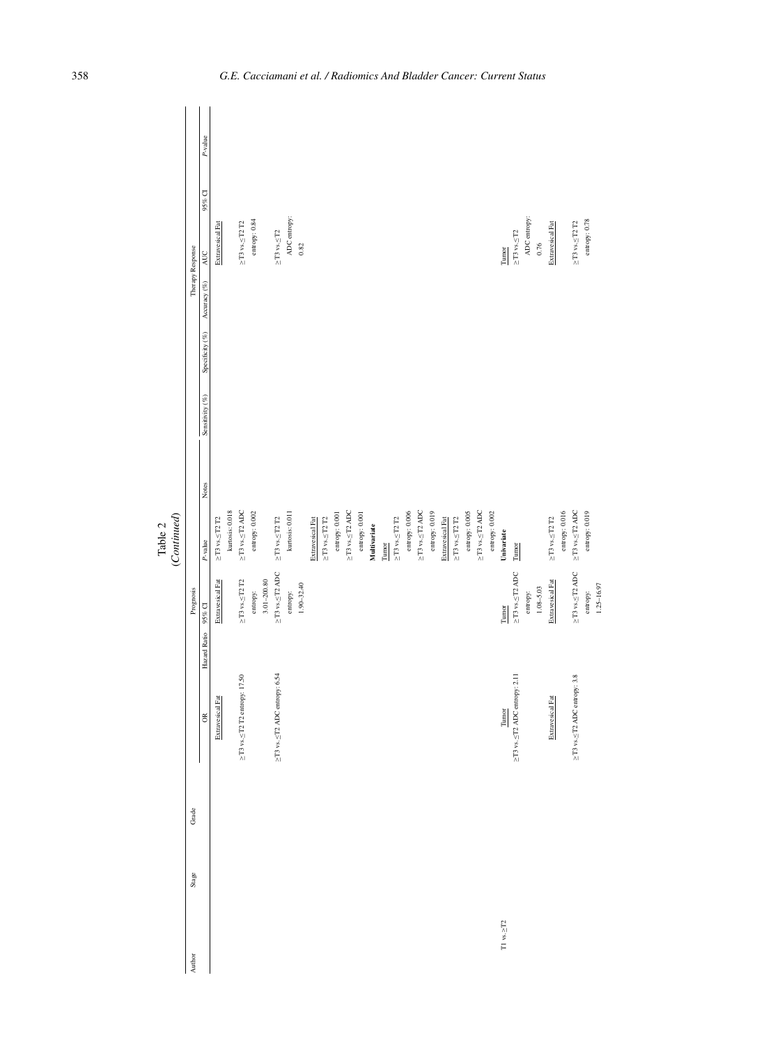Table 2
*(Continued)*

| Author | Stage | Grade | Prognosis | | | | | Therapy Response | | | | | |
|---|---|---|---|---|---|---|---|---|---|---|---|---|---|
| | | | OR | Hazard Ratio | 95% CI | P-value | Notes | Sensitivity (%) | Specificity (%) | Accuracy (%) | AUC | 95% CI | P-value |
| | | | Extravesical Fat<br>≥T3 vs.≤T2 T2 entropy: 17.50<br>≥T3 vs.≤T2 ADC entropy: 6.54 | | Extravesical Fat<br>≥T3 vs.≤T2 T2 entropy: 3.01–200.80<br>≥T3 vs.≤T2 ADC entropy: 1.90–32.40 | ≥T3 vs.≤T2 T2 kurtosis: 0.018<br>≥T3 vs.≤T2 ADC entropy: 0.002<br>≥T3 vs.≤T2 T2 kurtosis: 0.011<br>Extravesical Fat<br>≥T3 vs.≤T2 T2 entropy: 0.001<br>≥T3 vs.≤T2 ADC entropy: 0.001<br>**Multivariate**<br>Tumor<br>≥T3 vs.≤T2 T2 entropy: 0.006<br>≥T3 vs.≤T2 ADC entropy: 0.019<br>Extravesical Fat<br>≥T3 vs.≤T2 T2 entropy: 0.005<br>≥T3 vs.≤T2 ADC entropy: 0.002 | | | | | Extravesical Fat<br>≥T3 vs.≤T2 T2 entropy: 0.84<br>≥T3 vs.≤T2 ADC entropy: 0.82 | | |
| | T1 vs.≥T2 | | Tumor<br>≥T3 vs.≤T2 ADC entropy: 2.11<br>Extravesical Fat<br>≥T3 vs.≤T2 ADC entropy: 3.8 | | Tumor<br>≥T3 vs.≤T2 ADC entropy: 1.08–5.03<br>Extravesical Fat<br>≥T3 vs.≤T2 ADC entropy: 1.25–16.97 | **Univariate**<br>Tumor<br>≥T3 vs.≤T2 T2 entropy: 0.016<br>≥T3 vs.≤T2 ADC entropy: 0.019 | | | | | Tumor<br>≥T3 vs.≤T2 ADC entropy: 0.76<br>Extravesical Fat<br>≥T3 vs.≤T2 T2 entropy: 0.78 | | |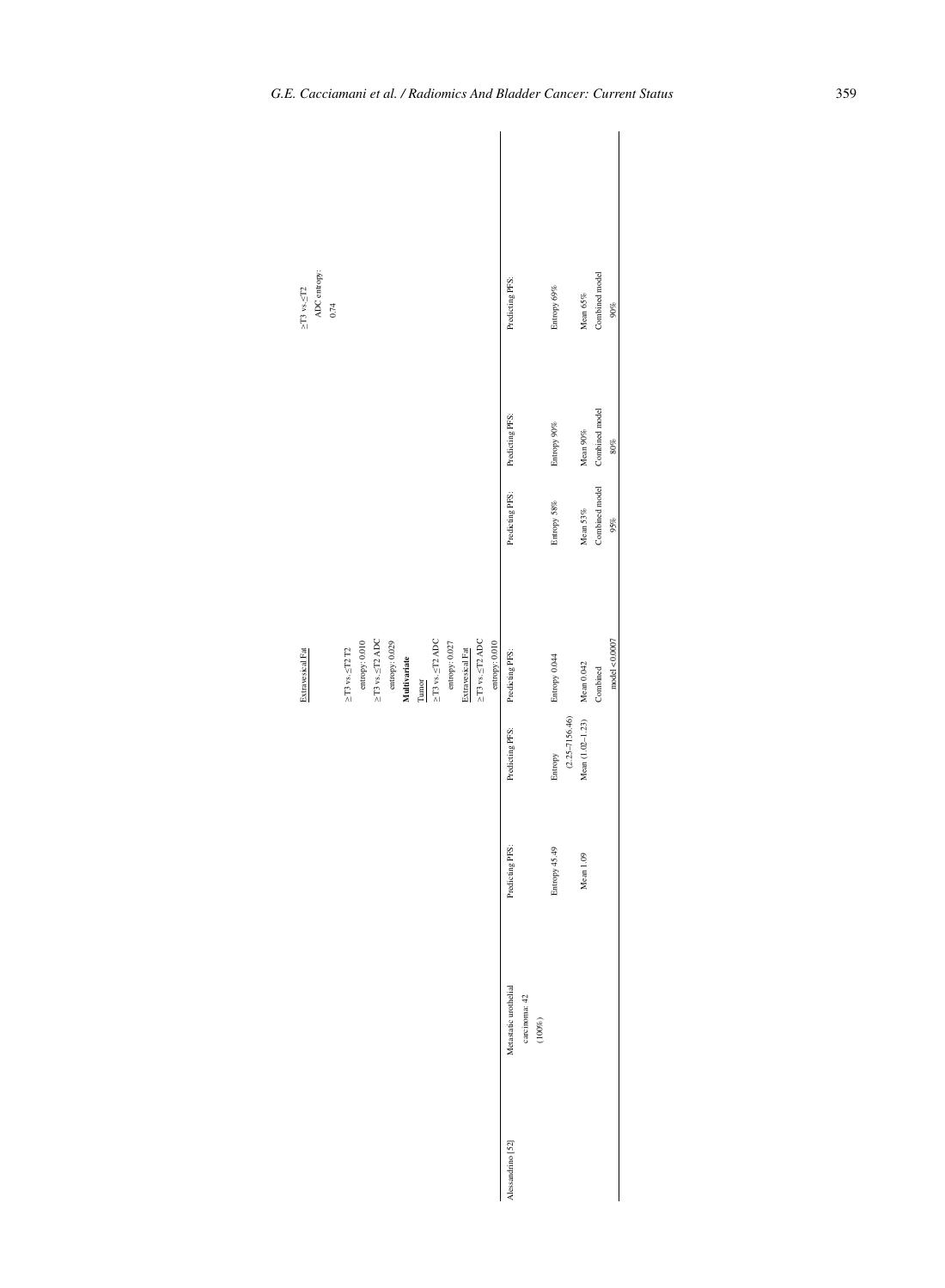| | | | | | | | |
|---|---|---|---|---|---|---|---|
| | | | | Extravesical Fat<br>≥T3 vs.≤T2 T2 entropy: 0.010<br>≥T3 vs.≤T2 ADC entropy: 0.029<br>**Multivariate**<br>Tumor<br>≥T3 vs.≤T2 ADC entropy: 0.027<br>Extravesical Fat<br>≥T3 vs.≤T2 ADC entropy: 0.010 | | | ≥T3 vs.≤T2 ADC entropy: 0.74 |
| Alessandrino [52] | Metastatic urothelial carcinoma: 42 (100%) | Predicting PFS:<br>Entropy 45.49<br>Mean 1.09 | Predicting PFS:<br>Entropy (2.25–7156.46)<br>Mean (1.02–1.23) | Predicting PFS:<br>Entropy 0.044<br>Mean 0.042<br>Combined model <0.0007 | Predicting PFS:<br>Entropy 58%<br>Mean 53%<br>Combined model 95% | Predicting PFS:<br>Entropy 90%<br>Mean 90%<br>Combined model 80% | Predicting PFS:<br>Entropy 69%<br>Mean 65%<br>Combined model 90% |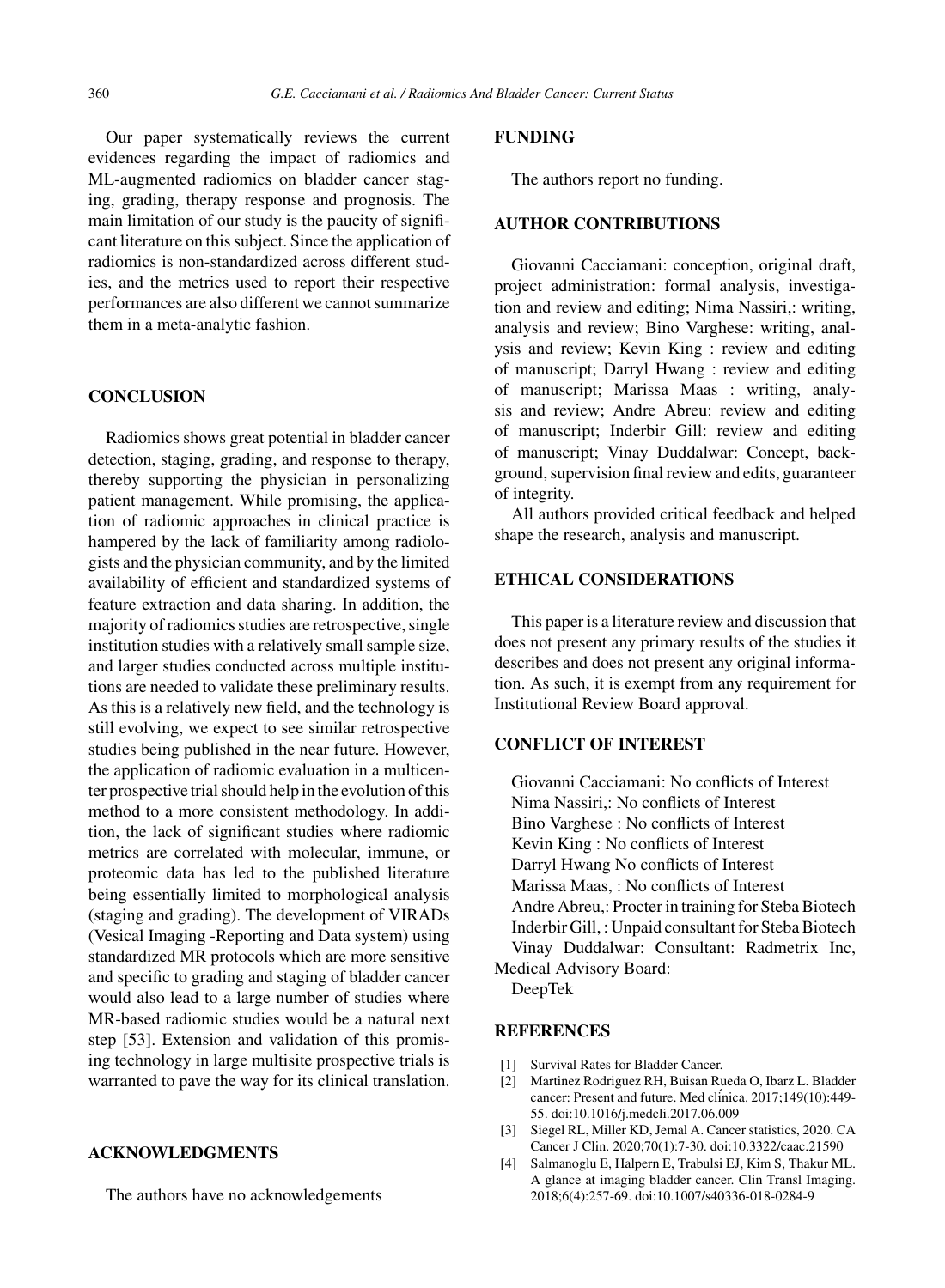Our paper systematically reviews the current evidences regarding the impact of radiomics and ML-augmented radiomics on bladder cancer staging, grading, therapy response and prognosis. The main limitation of our study is the paucity of significant literature on this subject. Since the application of radiomics is non-standardized across different studies, and the metrics used to report their respective performances are also different we cannot summarize them in a meta-analytic fashion.

## CONCLUSION

Radiomics shows great potential in bladder cancer detection, staging, grading, and response to therapy, thereby supporting the physician in personalizing patient management. While promising, the application of radiomic approaches in clinical practice is hampered by the lack of familiarity among radiologists and the physician community, and by the limited availability of efficient and standardized systems of feature extraction and data sharing. In addition, the majority of radiomics studies are retrospective, single institution studies with a relatively small sample size, and larger studies conducted across multiple institutions are needed to validate these preliminary results. As this is a relatively new field, and the technology is still evolving, we expect to see similar retrospective studies being published in the near future. However, the application of radiomic evaluation in a multicenter prospective trial should help in the evolution of this method to a more consistent methodology. In addition, the lack of significant studies where radiomic metrics are correlated with molecular, immune, or proteomic data has led to the published literature being essentially limited to morphological analysis (staging and grading). The development of VIRADs (Vesical Imaging -Reporting and Data system) using standardized MR protocols which are more sensitive and specific to grading and staging of bladder cancer would also lead to a large number of studies where MR-based radiomic studies would be a natural next step [53]. Extension and validation of this promising technology in large multisite prospective trials is warranted to pave the way for its clinical translation.

## ACKNOWLEDGMENTS

The authors have no acknowledgements

## FUNDING

The authors report no funding.

## AUTHOR CONTRIBUTIONS

Giovanni Cacciamani: conception, original draft, project administration: formal analysis, investigation and review and editing; Nima Nassiri,: writing, analysis and review; Bino Varghese: writing, analysis and review; Kevin King : review and editing of manuscript; Darryl Hwang : review and editing of manuscript; Marissa Maas : writing, analysis and review; Andre Abreu: review and editing of manuscript; Inderbir Gill: review and editing of manuscript; Vinay Duddalwar: Concept, background, supervision final review and edits, guaranteer of integrity.

All authors provided critical feedback and helped shape the research, analysis and manuscript.

## ETHICAL CONSIDERATIONS

This paper is a literature review and discussion that does not present any primary results of the studies it describes and does not present any original information. As such, it is exempt from any requirement for Institutional Review Board approval.

## CONFLICT OF INTEREST

Giovanni Cacciamani: No conflicts of Interest
Nima Nassiri,: No conflicts of Interest
Bino Varghese : No conflicts of Interest
Kevin King : No conflicts of Interest
Darryl Hwang No conflicts of Interest
Marissa Maas, : No conflicts of Interest
Andre Abreu,: Procter in training for Steba Biotech
Inderbir Gill, : Unpaid consultant for Steba Biotech
Vinay Duddalwar: Consultant: Radmetrix Inc, Medical Advisory Board:
DeepTek

## REFERENCES

[1] Survival Rates for Bladder Cancer.

[2] Martinez Rodriguez RH, Buisan Rueda O, Ibarz L. Bladder cancer: Present and future. Med clínica. 2017;149(10):449-55. doi:10.1016/j.medcli.2017.06.009

[3] Siegel RL, Miller KD, Jemal A. Cancer statistics, 2020. CA Cancer J Clin. 2020;70(1):7-30. doi:10.3322/caac.21590

[4] Salmanoglu E, Halpern E, Trabulsi EJ, Kim S, Thakur ML. A glance at imaging bladder cancer. Clin Transl Imaging. 2018;6(4):257-69. doi:10.1007/s40336-018-0284-9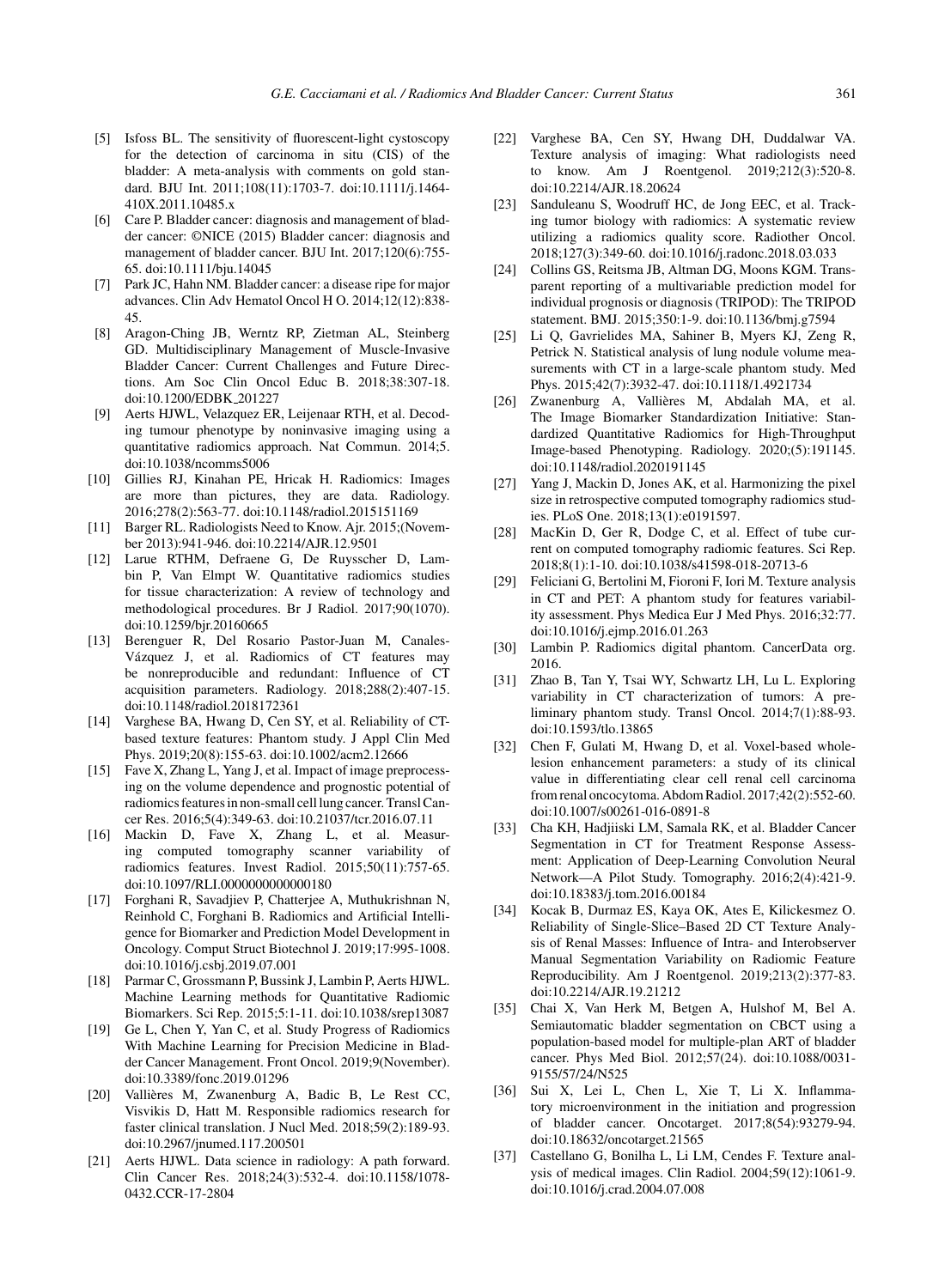[5] Isfoss BL. The sensitivity of fluorescent-light cystoscopy for the detection of carcinoma in situ (CIS) of the bladder: A meta-analysis with comments on gold standard. BJU Int. 2011;108(11):1703-7. doi:10.1111/j.1464-410X.2011.10485.x

[6] Care P. Bladder cancer: diagnosis and management of bladder cancer: ©NICE (2015) Bladder cancer: diagnosis and management of bladder cancer. BJU Int. 2017;120(6):755-65. doi:10.1111/bju.14045

[7] Park JC, Hahn NM. Bladder cancer: a disease ripe for major advances. Clin Adv Hematol Oncol H O. 2014;12(12):838-45.

[8] Aragon-Ching JB, Werntz RP, Zietman AL, Steinberg GD. Multidisciplinary Management of Muscle-Invasive Bladder Cancer: Current Challenges and Future Directions. Am Soc Clin Oncol Educ B. 2018;38:307-18. doi:10.1200/EDBK_201227

[9] Aerts HJWL, Velazquez ER, Leijenaar RTH, et al. Decoding tumour phenotype by noninvasive imaging using a quantitative radiomics approach. Nat Commun. 2014;5. doi:10.1038/ncomms5006

[10] Gillies RJ, Kinahan PE, Hricak H. Radiomics: Images are more than pictures, they are data. Radiology. 2016;278(2):563-77. doi:10.1148/radiol.2015151169

[11] Barger RL. Radiologists Need to Know. Ajr. 2015;(November 2013):941-946. doi:10.2214/AJR.12.9501

[12] Larue RTHM, Defraene G, De Ruysscher D, Lambin P, Van Elmpt W. Quantitative radiomics studies for tissue characterization: A review of technology and methodological procedures. Br J Radiol. 2017;90(1070). doi:10.1259/bjr.20160665

[13] Berenguer R, Del Rosario Pastor-Juan M, Canales-Vázquez J, et al. Radiomics of CT features may be nonreproducible and redundant: Influence of CT acquisition parameters. Radiology. 2018;288(2):407-15. doi:10.1148/radiol.2018172361

[14] Varghese BA, Hwang D, Cen SY, et al. Reliability of CT-based texture features: Phantom study. J Appl Clin Med Phys. 2019;20(8):155-63. doi:10.1002/acm2.12666

[15] Fave X, Zhang L, Yang J, et al. Impact of image preprocessing on the volume dependence and prognostic potential of radiomics features in non-small cell lung cancer. Transl Cancer Res. 2016;5(4):349-63. doi:10.21037/tcr.2016.07.11

[16] Mackin D, Fave X, Zhang L, et al. Measuring computed tomography scanner variability of radiomics features. Invest Radiol. 2015;50(11):757-65. doi:10.1097/RLI.0000000000000180

[17] Forghani R, Savadjiev P, Chatterjee A, Muthukrishnan N, Reinhold C, Forghani B. Radiomics and Artificial Intelligence for Biomarker and Prediction Model Development in Oncology. Comput Struct Biotechnol J. 2019;17:995-1008. doi:10.1016/j.csbj.2019.07.001

[18] Parmar C, Grossmann P, Bussink J, Lambin P, Aerts HJWL. Machine Learning methods for Quantitative Radiomic Biomarkers. Sci Rep. 2015;5:1-11. doi:10.1038/srep13087

[19] Ge L, Chen Y, Yan C, et al. Study Progress of Radiomics With Machine Learning for Precision Medicine in Bladder Cancer Management. Front Oncol. 2019;9(November). doi:10.3389/fonc.2019.01296

[20] Vallières M, Zwanenburg A, Badic B, Le Rest CC, Visvikis D, Hatt M. Responsible radiomics research for faster clinical translation. J Nucl Med. 2018;59(2):189-93. doi:10.2967/jnumed.117.200501

[21] Aerts HJWL. Data science in radiology: A path forward. Clin Cancer Res. 2018;24(3):532-4. doi:10.1158/1078-0432.CCR-17-2804

[22] Varghese BA, Cen SY, Hwang DH, Duddalwar VA. Texture analysis of imaging: What radiologists need to know. Am J Roentgenol. 2019;212(3):520-8. doi:10.2214/AJR.18.20624

[23] Sanduleanu S, Woodruff HC, de Jong EEC, et al. Tracking tumor biology with radiomics: A systematic review utilizing a radiomics quality score. Radiother Oncol. 2018;127(3):349-60. doi:10.1016/j.radonc.2018.03.033

[24] Collins GS, Reitsma JB, Altman DG, Moons KGM. Transparent reporting of a multivariable prediction model for individual prognosis or diagnosis (TRIPOD): The TRIPOD statement. BMJ. 2015;350:1-9. doi:10.1136/bmj.g7594

[25] Li Q, Gavrielides MA, Sahiner B, Myers KJ, Zeng R, Petrick N. Statistical analysis of lung nodule volume measurements with CT in a large-scale phantom study. Med Phys. 2015;42(7):3932-47. doi:10.1118/1.4921734

[26] Zwanenburg A, Vallières M, Abdalah MA, et al. The Image Biomarker Standardization Initiative: Standardized Quantitative Radiomics for High-Throughput Image-based Phenotyping. Radiology. 2020;(5):191145. doi:10.1148/radiol.2020191145

[27] Yang J, Mackin D, Jones AK, et al. Harmonizing the pixel size in retrospective computed tomography radiomics studies. PLoS One. 2018;13(1):e0191597.

[28] MacKin D, Ger R, Dodge C, et al. Effect of tube current on computed tomography radiomic features. Sci Rep. 2018;8(1):1-10. doi:10.1038/s41598-018-20713-6

[29] Feliciani G, Bertolini M, Fioroni F, Iori M. Texture analysis in CT and PET: A phantom study for features variability assessment. Phys Medica Eur J Med Phys. 2016;32:77. doi:10.1016/j.ejmp.2016.01.263

[30] Lambin P. Radiomics digital phantom. CancerData org. 2016.

[31] Zhao B, Tan Y, Tsai WY, Schwartz LH, Lu L. Exploring variability in CT characterization of tumors: A preliminary phantom study. Transl Oncol. 2014;7(1):88-93. doi:10.1593/tlo.13865

[32] Chen F, Gulati M, Hwang D, et al. Voxel-based whole-lesion enhancement parameters: a study of its clinical value in differentiating clear cell renal cell carcinoma from renal oncocytoma. Abdom Radiol. 2017;42(2):552-60. doi:10.1007/s00261-016-0891-8

[33] Cha KH, Hadjiiski LM, Samala RK, et al. Bladder Cancer Segmentation in CT for Treatment Response Assessment: Application of Deep-Learning Convolution Neural Network—A Pilot Study. Tomography. 2016;2(4):421-9. doi:10.18383/j.tom.2016.00184

[34] Kocak B, Durmaz ES, Kaya OK, Ates E, Kilickesmez O. Reliability of Single-Slice–Based 2D CT Texture Analysis of Renal Masses: Influence of Intra- and Interobserver Manual Segmentation Variability on Radiomic Feature Reproducibility. Am J Roentgenol. 2019;213(2):377-83. doi:10.2214/AJR.19.21212

[35] Chai X, Van Herk M, Betgen A, Hulshof M, Bel A. Semiautomatic bladder segmentation on CBCT using a population-based model for multiple-plan ART of bladder cancer. Phys Med Biol. 2012;57(24). doi:10.1088/0031-9155/57/24/N525

[36] Sui X, Lei L, Chen L, Xie T, Li X. Inflammatory microenvironment in the initiation and progression of bladder cancer. Oncotarget. 2017;8(54):93279-94. doi:10.18632/oncotarget.21565

[37] Castellano G, Bonilha L, Li LM, Cendes F. Texture analysis of medical images. Clin Radiol. 2004;59(12):1061-9. doi:10.1016/j.crad.2004.07.008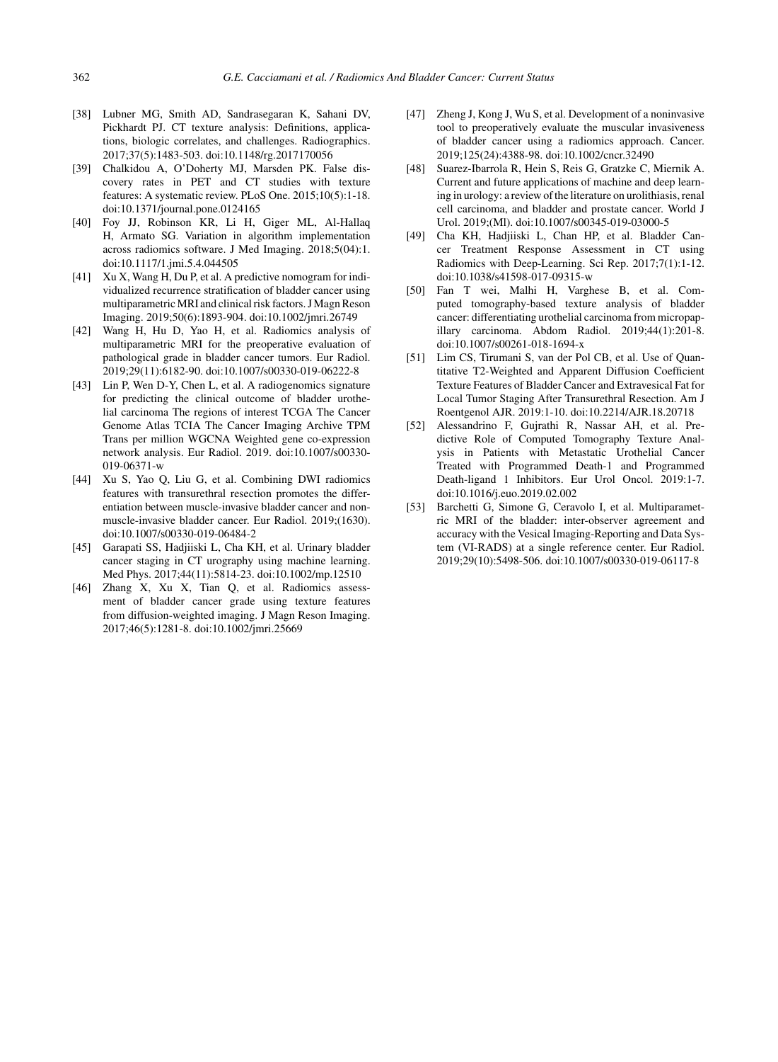[38] Lubner MG, Smith AD, Sandrasegaran K, Sahani DV, Pickhardt PJ. CT texture analysis: Definitions, applications, biologic correlates, and challenges. Radiographics. 2017;37(5):1483-503. doi:10.1148/rg.2017170056

[39] Chalkidou A, O'Doherty MJ, Marsden PK. False discovery rates in PET and CT studies with texture features: A systematic review. PLoS One. 2015;10(5):1-18. doi:10.1371/journal.pone.0124165

[40] Foy JJ, Robinson KR, Li H, Giger ML, Al-Hallaq H, Armato SG. Variation in algorithm implementation across radiomics software. J Med Imaging. 2018;5(04):1. doi:10.1117/1.jmi.5.4.044505

[41] Xu X, Wang H, Du P, et al. A predictive nomogram for individualized recurrence stratification of bladder cancer using multiparametric MRI and clinical risk factors. J Magn Reson Imaging. 2019;50(6):1893-904. doi:10.1002/jmri.26749

[42] Wang H, Hu D, Yao H, et al. Radiomics analysis of multiparametric MRI for the preoperative evaluation of pathological grade in bladder cancer tumors. Eur Radiol. 2019;29(11):6182-90. doi:10.1007/s00330-019-06222-8

[43] Lin P, Wen D-Y, Chen L, et al. A radiogenomics signature for predicting the clinical outcome of bladder urothelial carcinoma The regions of interest TCGA The Cancer Genome Atlas TCIA The Cancer Imaging Archive TPM Trans per million WGCNA Weighted gene co-expression network analysis. Eur Radiol. 2019. doi:10.1007/s00330-019-06371-w

[44] Xu S, Yao Q, Liu G, et al. Combining DWI radiomics features with transurethral resection promotes the differentiation between muscle-invasive bladder cancer and non-muscle-invasive bladder cancer. Eur Radiol. 2019;(1630). doi:10.1007/s00330-019-06484-2

[45] Garapati SS, Hadjiiski L, Cha KH, et al. Urinary bladder cancer staging in CT urography using machine learning. Med Phys. 2017;44(11):5814-23. doi:10.1002/mp.12510

[46] Zhang X, Xu X, Tian Q, et al. Radiomics assessment of bladder cancer grade using texture features from diffusion-weighted imaging. J Magn Reson Imaging. 2017;46(5):1281-8. doi:10.1002/jmri.25669

[47] Zheng J, Kong J, Wu S, et al. Development of a noninvasive tool to preoperatively evaluate the muscular invasiveness of bladder cancer using a radiomics approach. Cancer. 2019;125(24):4388-98. doi:10.1002/cncr.32490

[48] Suarez-Ibarrola R, Hein S, Reis G, Gratzke C, Miernik A. Current and future applications of machine and deep learning in urology: a review of the literature on urolithiasis, renal cell carcinoma, and bladder and prostate cancer. World J Urol. 2019;(Ml). doi:10.1007/s00345-019-03000-5

[49] Cha KH, Hadjiiski L, Chan HP, et al. Bladder Cancer Treatment Response Assessment in CT using Radiomics with Deep-Learning. Sci Rep. 2017;7(1):1-12. doi:10.1038/s41598-017-09315-w

[50] Fan T wei, Malhi H, Varghese B, et al. Computed tomography-based texture analysis of bladder cancer: differentiating urothelial carcinoma from micropapillary carcinoma. Abdom Radiol. 2019;44(1):201-8. doi:10.1007/s00261-018-1694-x

[51] Lim CS, Tirumani S, van der Pol CB, et al. Use of Quantitative T2-Weighted and Apparent Diffusion Coefficient Texture Features of Bladder Cancer and Extravesical Fat for Local Tumor Staging After Transurethral Resection. Am J Roentgenol AJR. 2019:1-10. doi:10.2214/AJR.18.20718

[52] Alessandrino F, Gujrathi R, Nassar AH, et al. Predictive Role of Computed Tomography Texture Analysis in Patients with Metastatic Urothelial Cancer Treated with Programmed Death-1 and Programmed Death-ligand 1 Inhibitors. Eur Urol Oncol. 2019:1-7. doi:10.1016/j.euo.2019.02.002

[53] Barchetti G, Simone G, Ceravolo I, et al. Multiparametric MRI of the bladder: inter-observer agreement and accuracy with the Vesical Imaging-Reporting and Data System (VI-RADS) at a single reference center. Eur Radiol. 2019;29(10):5498-506. doi:10.1007/s00330-019-06117-8